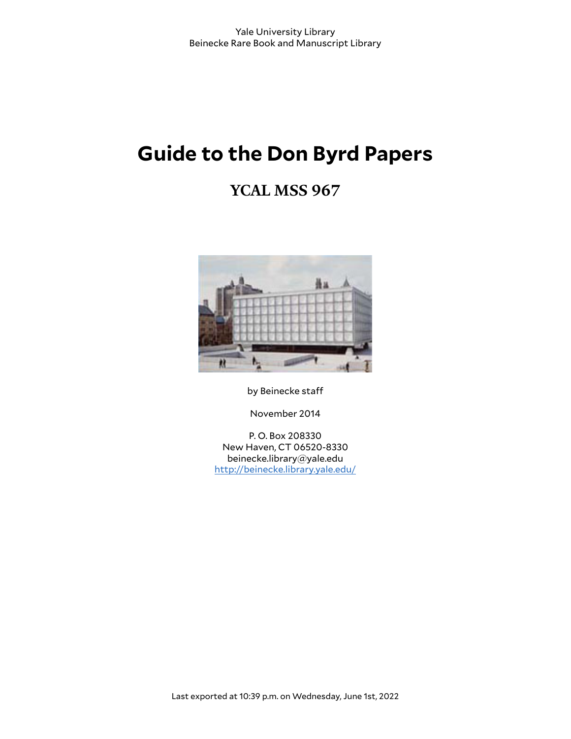Yale University Library
Beinecke Rare Book and Manuscript Library

# Guide to the Don Byrd Papers

## YCAL MSS 967

by Beinecke staff

November 2014

P. O. Box 208330
New Haven, CT 06520-8330
beinecke.library@yale.edu
http://beinecke.library.yale.edu/

Last exported at 10:39 p.m. on Wednesday, June 1st, 2022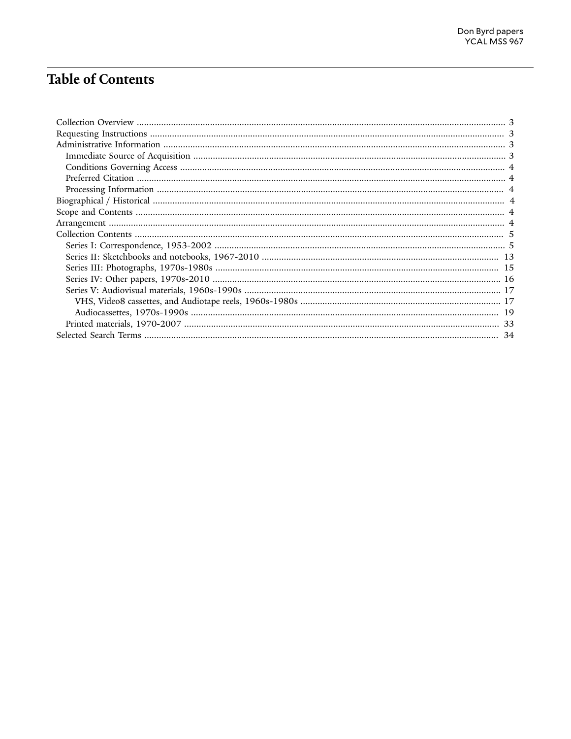# Table of Contents

- Collection Overview .......... 3
- Requesting Instructions .......... 3
- Administrative Information .......... 3
  - Immediate Source of Acquisition .......... 3
  - Conditions Governing Access .......... 4
  - Preferred Citation .......... 4
  - Processing Information .......... 4
- Biographical / Historical .......... 4
- Scope and Contents .......... 4
- Arrangement .......... 4
- Collection Contents .......... 5
  - Series I: Correspondence, 1953-2002 .......... 5
  - Series II: Sketchbooks and notebooks, 1967-2010 .......... 13
  - Series III: Photographs, 1970s-1980s .......... 15
  - Series IV: Other papers, 1970s-2010 .......... 16
  - Series V: Audiovisual materials, 1960s-1990s .......... 17
    - VHS, Video8 cassettes, and Audiotape reels, 1960s-1980s .......... 17
    - Audiocassettes, 1970s-1990s .......... 19
  - Printed materials, 1970-2007 .......... 33
- Selected Search Terms .......... 34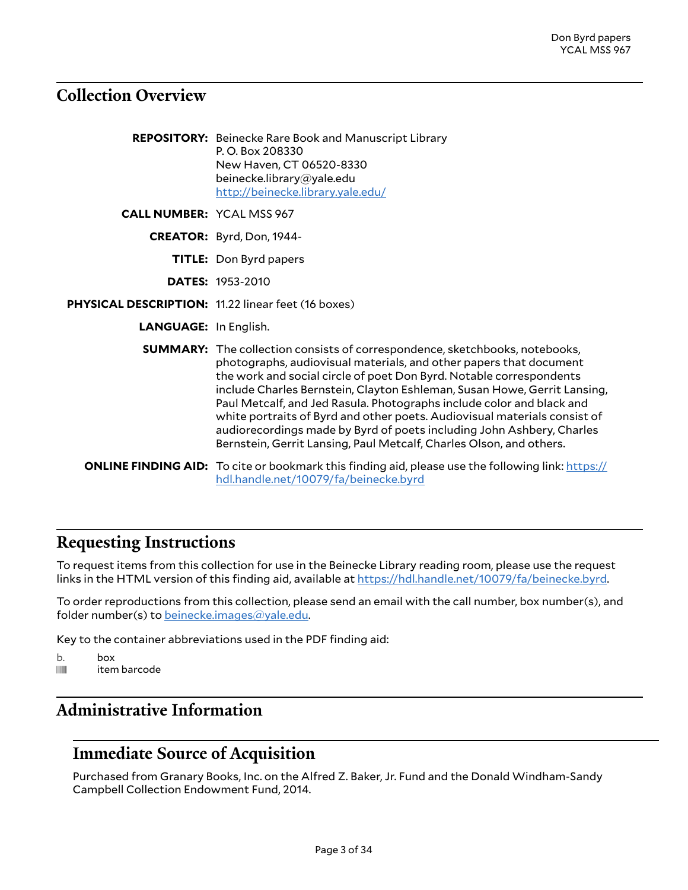## Collection Overview

**REPOSITORY:** Beinecke Rare Book and Manuscript Library
P. O. Box 208330
New Haven, CT 06520-8330
beinecke.library@yale.edu
http://beinecke.library.yale.edu/

**CALL NUMBER:** YCAL MSS 967

**CREATOR:** Byrd, Don, 1944-

**TITLE:** Don Byrd papers

**DATES:** 1953-2010

**PHYSICAL DESCRIPTION:** 11.22 linear feet (16 boxes)

**LANGUAGE:** In English.

**SUMMARY:** The collection consists of correspondence, sketchbooks, notebooks, photographs, audiovisual materials, and other papers that document the work and social circle of poet Don Byrd. Notable correspondents include Charles Bernstein, Clayton Eshleman, Susan Howe, Gerrit Lansing, Paul Metcalf, and Jed Rasula. Photographs include color and black and white portraits of Byrd and other poets. Audiovisual materials consist of audiorecordings made by Byrd of poets including John Ashbery, Charles Bernstein, Gerrit Lansing, Paul Metcalf, Charles Olson, and others.

**ONLINE FINDING AID:** To cite or bookmark this finding aid, please use the following link: https://hdl.handle.net/10079/fa/beinecke.byrd

## Requesting Instructions

To request items from this collection for use in the Beinecke Library reading room, please use the request links in the HTML version of this finding aid, available at https://hdl.handle.net/10079/fa/beinecke.byrd.

To order reproductions from this collection, please send an email with the call number, box number(s), and folder number(s) to beinecke.images@yale.edu.

Key to the container abbreviations used in the PDF finding aid:

b. box
||||| item barcode

## Administrative Information

### Immediate Source of Acquisition

Purchased from Granary Books, Inc. on the Alfred Z. Baker, Jr. Fund and the Donald Windham-Sandy Campbell Collection Endowment Fund, 2014.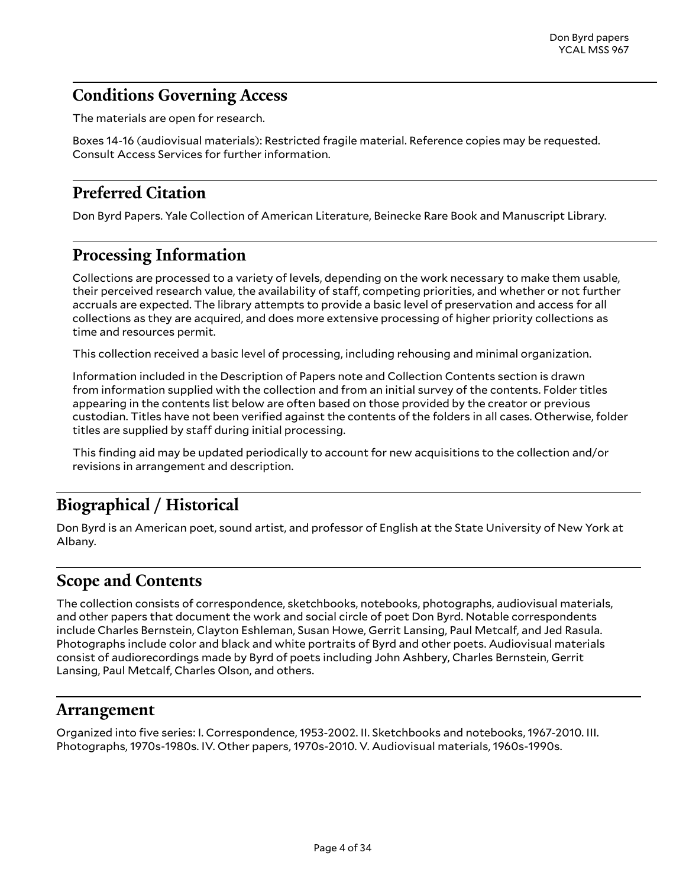## Conditions Governing Access

The materials are open for research.

Boxes 14-16 (audiovisual materials): Restricted fragile material. Reference copies may be requested. Consult Access Services for further information.

## Preferred Citation

Don Byrd Papers. Yale Collection of American Literature, Beinecke Rare Book and Manuscript Library.

## Processing Information

Collections are processed to a variety of levels, depending on the work necessary to make them usable, their perceived research value, the availability of staff, competing priorities, and whether or not further accruals are expected. The library attempts to provide a basic level of preservation and access for all collections as they are acquired, and does more extensive processing of higher priority collections as time and resources permit.

This collection received a basic level of processing, including rehousing and minimal organization.

Information included in the Description of Papers note and Collection Contents section is drawn from information supplied with the collection and from an initial survey of the contents. Folder titles appearing in the contents list below are often based on those provided by the creator or previous custodian. Titles have not been verified against the contents of the folders in all cases. Otherwise, folder titles are supplied by staff during initial processing.

This finding aid may be updated periodically to account for new acquisitions to the collection and/or revisions in arrangement and description.

# Biographical / Historical

Don Byrd is an American poet, sound artist, and professor of English at the State University of New York at Albany.

# Scope and Contents

The collection consists of correspondence, sketchbooks, notebooks, photographs, audiovisual materials, and other papers that document the work and social circle of poet Don Byrd. Notable correspondents include Charles Bernstein, Clayton Eshleman, Susan Howe, Gerrit Lansing, Paul Metcalf, and Jed Rasula. Photographs include color and black and white portraits of Byrd and other poets. Audiovisual materials consist of audiorecordings made by Byrd of poets including John Ashbery, Charles Bernstein, Gerrit Lansing, Paul Metcalf, Charles Olson, and others.

# Arrangement

Organized into five series: I. Correspondence, 1953-2002. II. Sketchbooks and notebooks, 1967-2010. III. Photographs, 1970s-1980s. IV. Other papers, 1970s-2010. V. Audiovisual materials, 1960s-1990s.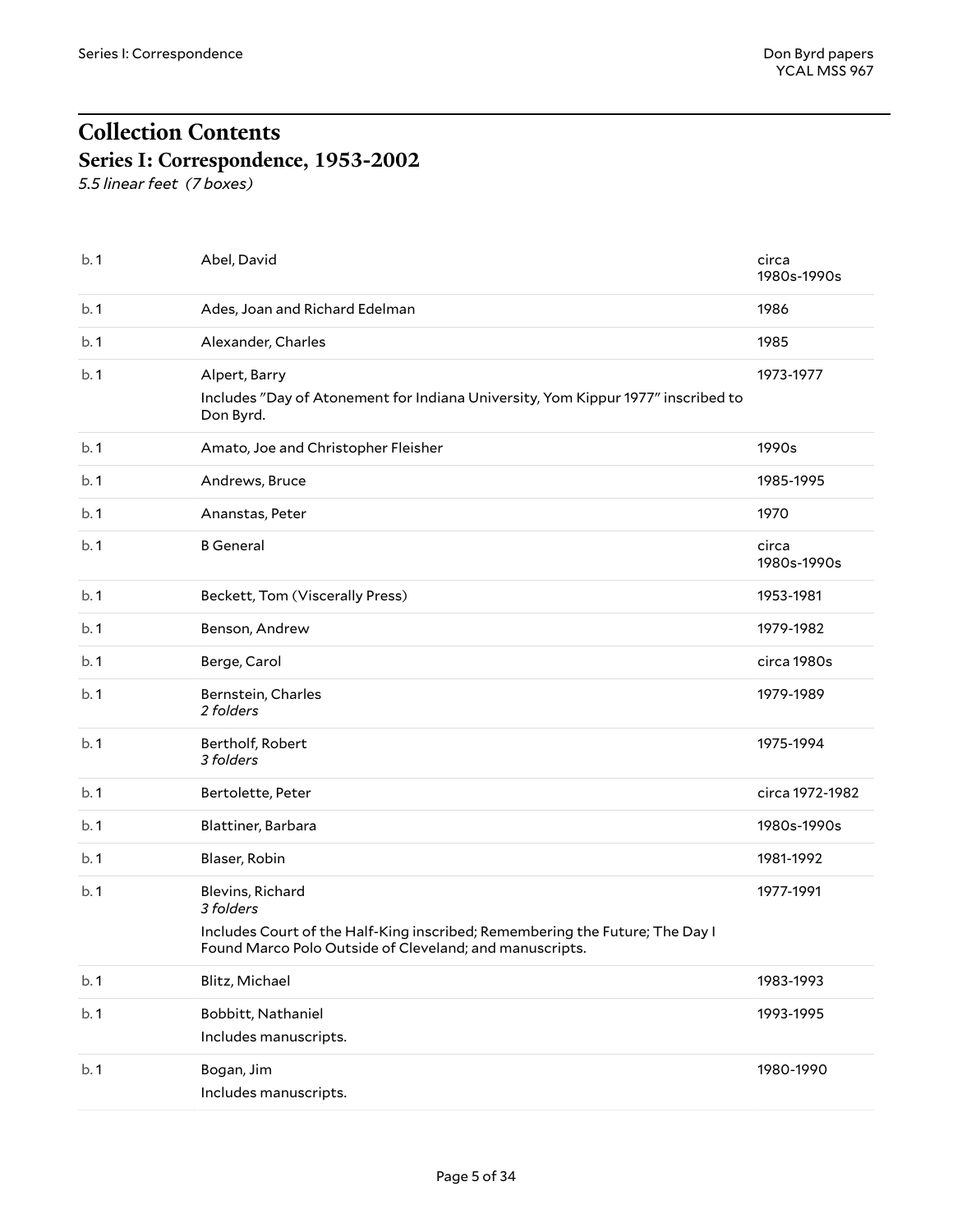# Collection Contents

## Series I: Correspondence, 1953-2002

*5.5 linear feet (7 boxes)*

| | | |
|---|---|---|
| b. 1 | Abel, David | circa 1980s-1990s |
| b. 1 | Ades, Joan and Richard Edelman | 1986 |
| b. 1 | Alexander, Charles | 1985 |
| b. 1 | Alpert, Barry<br>Includes "Day of Atonement for Indiana University, Yom Kippur 1977" inscribed to Don Byrd. | 1973-1977 |
| b. 1 | Amato, Joe and Christopher Fleisher | 1990s |
| b. 1 | Andrews, Bruce | 1985-1995 |
| b. 1 | Ananstas, Peter | 1970 |
| b. 1 | B General | circa 1980s-1990s |
| b. 1 | Beckett, Tom (Viscerally Press) | 1953-1981 |
| b. 1 | Benson, Andrew | 1979-1982 |
| b. 1 | Berge, Carol | circa 1980s |
| b. 1 | Bernstein, Charles<br>*2 folders* | 1979-1989 |
| b. 1 | Bertholf, Robert<br>*3 folders* | 1975-1994 |
| b. 1 | Bertolette, Peter | circa 1972-1982 |
| b. 1 | Blattiner, Barbara | 1980s-1990s |
| b. 1 | Blaser, Robin | 1981-1992 |
| b. 1 | Blevins, Richard<br>*3 folders*<br>Includes Court of the Half-King inscribed; Remembering the Future; The Day I Found Marco Polo Outside of Cleveland; and manuscripts. | 1977-1991 |
| b. 1 | Blitz, Michael | 1983-1993 |
| b. 1 | Bobbitt, Nathaniel<br>Includes manuscripts. | 1993-1995 |
| b. 1 | Bogan, Jim<br>Includes manuscripts. | 1980-1990 |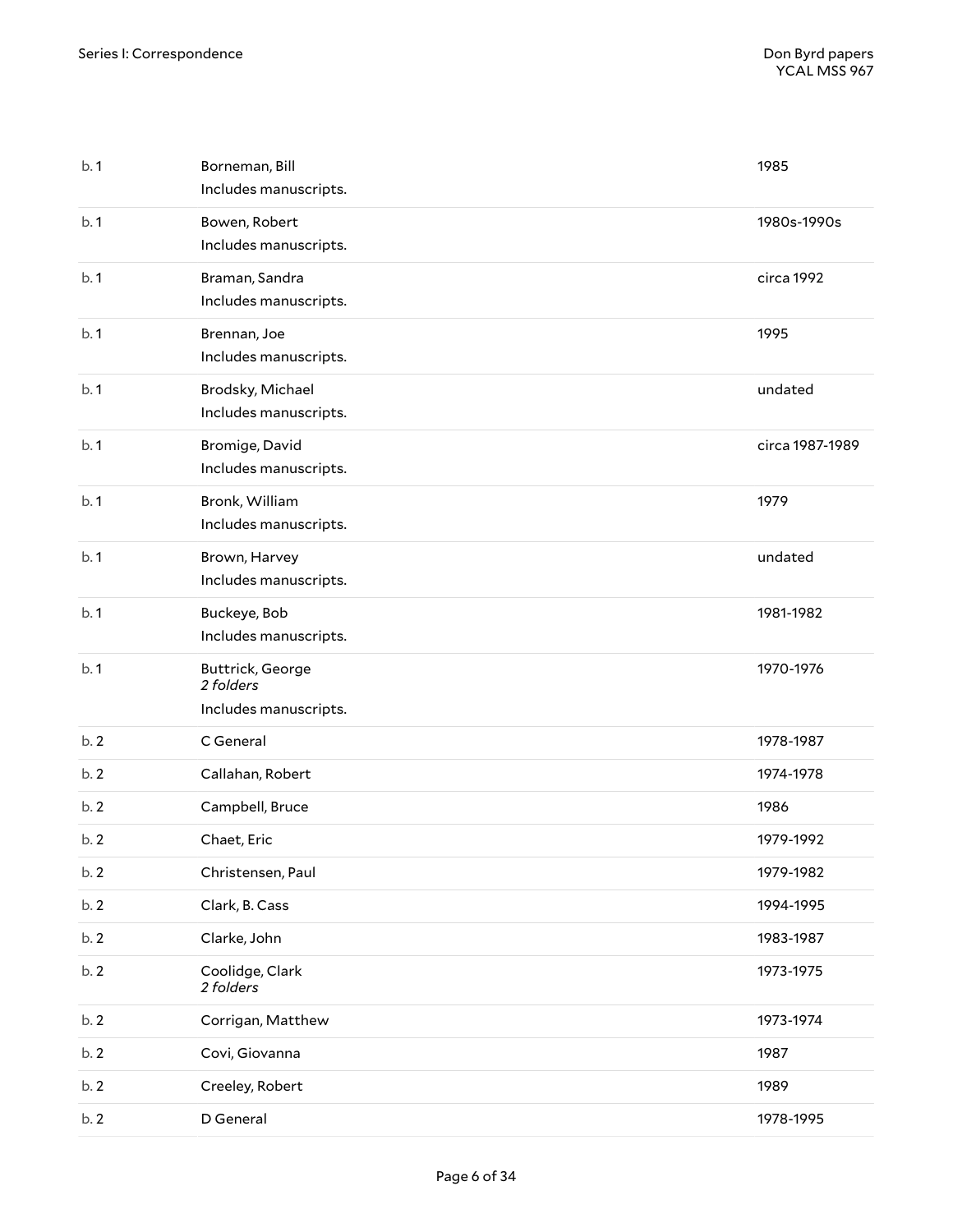| | | |
|---|---|---|
| b. 1 | Borneman, Bill<br>Includes manuscripts. | 1985 |
| b. 1 | Bowen, Robert<br>Includes manuscripts. | 1980s-1990s |
| b. 1 | Braman, Sandra<br>Includes manuscripts. | circa 1992 |
| b. 1 | Brennan, Joe<br>Includes manuscripts. | 1995 |
| b. 1 | Brodsky, Michael<br>Includes manuscripts. | undated |
| b. 1 | Bromige, David<br>Includes manuscripts. | circa 1987-1989 |
| b. 1 | Bronk, William<br>Includes manuscripts. | 1979 |
| b. 1 | Brown, Harvey<br>Includes manuscripts. | undated |
| b. 1 | Buckeye, Bob<br>Includes manuscripts. | 1981-1982 |
| b. 1 | Buttrick, George<br>*2 folders*<br>Includes manuscripts. | 1970-1976 |
| b. 2 | C General | 1978-1987 |
| b. 2 | Callahan, Robert | 1974-1978 |
| b. 2 | Campbell, Bruce | 1986 |
| b. 2 | Chaet, Eric | 1979-1992 |
| b. 2 | Christensen, Paul | 1979-1982 |
| b. 2 | Clark, B. Cass | 1994-1995 |
| b. 2 | Clarke, John | 1983-1987 |
| b. 2 | Coolidge, Clark<br>*2 folders* | 1973-1975 |
| b. 2 | Corrigan, Matthew | 1973-1974 |
| b. 2 | Covi, Giovanna | 1987 |
| b. 2 | Creeley, Robert | 1989 |
| b. 2 | D General | 1978-1995 |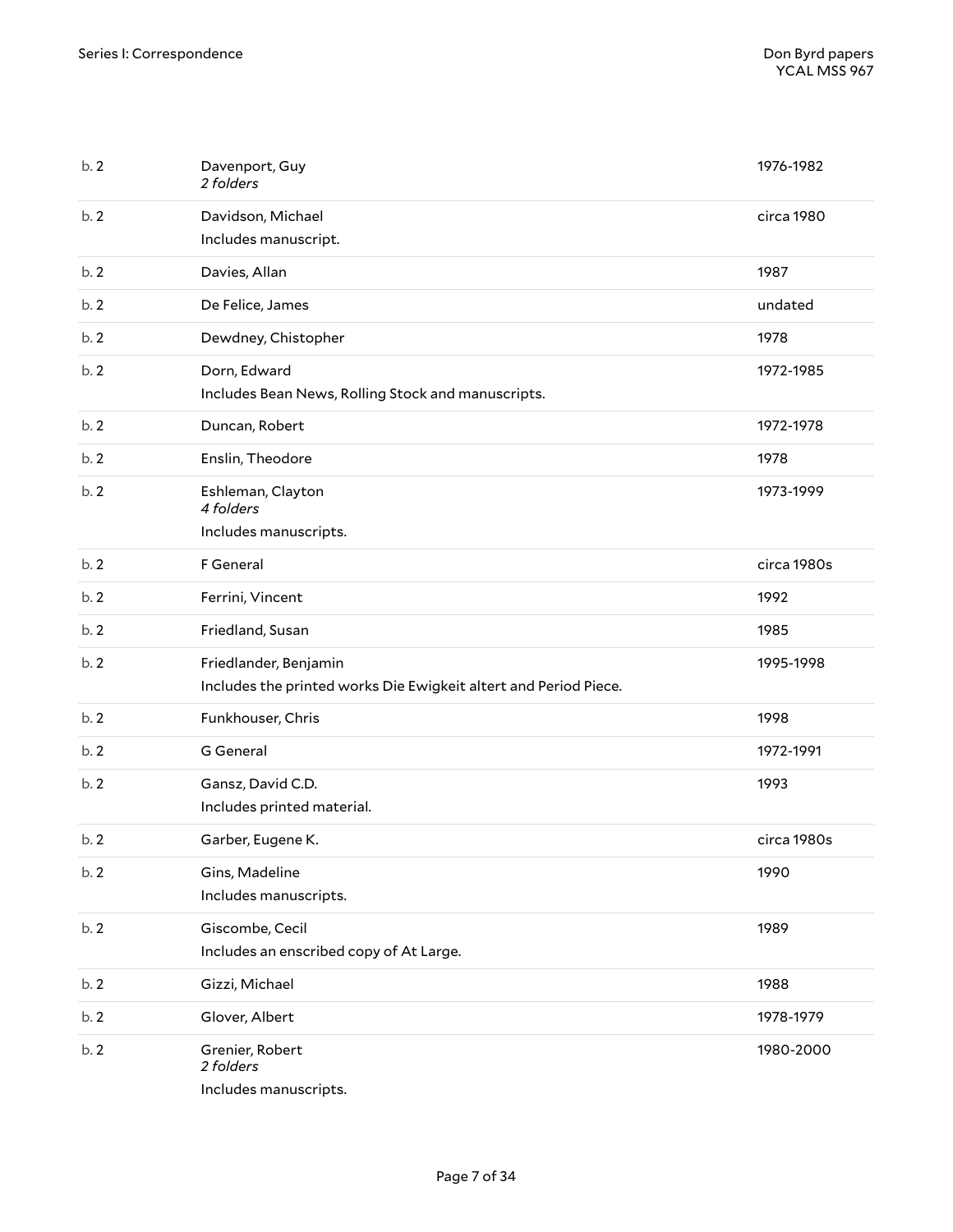| | | |
|---|---|---|
| b. 2 | Davenport, Guy<br>*2 folders* | 1976-1982 |
| b. 2 | Davidson, Michael<br>Includes manuscript. | circa 1980 |
| b. 2 | Davies, Allan | 1987 |
| b. 2 | De Felice, James | undated |
| b. 2 | Dewdney, Chistopher | 1978 |
| b. 2 | Dorn, Edward<br>Includes Bean News, Rolling Stock and manuscripts. | 1972-1985 |
| b. 2 | Duncan, Robert | 1972-1978 |
| b. 2 | Enslin, Theodore | 1978 |
| b. 2 | Eshleman, Clayton<br>*4 folders*<br>Includes manuscripts. | 1973-1999 |
| b. 2 | F General | circa 1980s |
| b. 2 | Ferrini, Vincent | 1992 |
| b. 2 | Friedland, Susan | 1985 |
| b. 2 | Friedlander, Benjamin<br>Includes the printed works Die Ewigkeit altert and Period Piece. | 1995-1998 |
| b. 2 | Funkhouser, Chris | 1998 |
| b. 2 | G General | 1972-1991 |
| b. 2 | Gansz, David C.D.<br>Includes printed material. | 1993 |
| b. 2 | Garber, Eugene K. | circa 1980s |
| b. 2 | Gins, Madeline<br>Includes manuscripts. | 1990 |
| b. 2 | Giscombe, Cecil<br>Includes an enscribed copy of At Large. | 1989 |
| b. 2 | Gizzi, Michael | 1988 |
| b. 2 | Glover, Albert | 1978-1979 |
| b. 2 | Grenier, Robert<br>*2 folders*<br>Includes manuscripts. | 1980-2000 |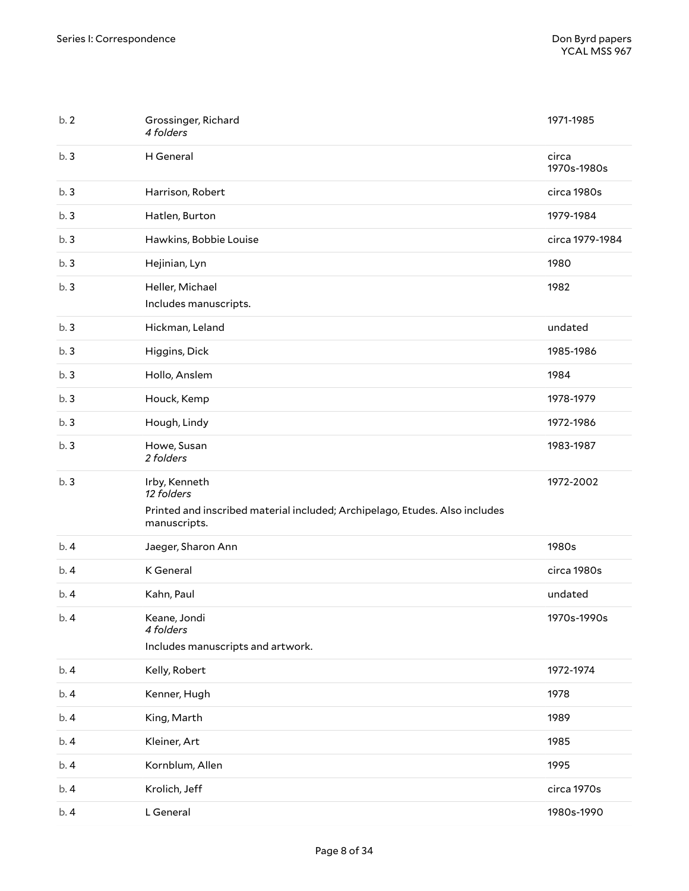| | | |
|---|---|---|
| b. 2 | Grossinger, Richard<br>*4 folders* | 1971-1985 |
| b. 3 | H General | circa 1970s-1980s |
| b. 3 | Harrison, Robert | circa 1980s |
| b. 3 | Hatlen, Burton | 1979-1984 |
| b. 3 | Hawkins, Bobbie Louise | circa 1979-1984 |
| b. 3 | Hejinian, Lyn | 1980 |
| b. 3 | Heller, Michael<br>Includes manuscripts. | 1982 |
| b. 3 | Hickman, Leland | undated |
| b. 3 | Higgins, Dick | 1985-1986 |
| b. 3 | Hollo, Anslem | 1984 |
| b. 3 | Houck, Kemp | 1978-1979 |
| b. 3 | Hough, Lindy | 1972-1986 |
| b. 3 | Howe, Susan<br>*2 folders* | 1983-1987 |
| b. 3 | Irby, Kenneth<br>*12 folders*<br>Printed and inscribed material included; Archipelago, Etudes. Also includes manuscripts. | 1972-2002 |
| b. 4 | Jaeger, Sharon Ann | 1980s |
| b. 4 | K General | circa 1980s |
| b. 4 | Kahn, Paul | undated |
| b. 4 | Keane, Jondi<br>*4 folders*<br>Includes manuscripts and artwork. | 1970s-1990s |
| b. 4 | Kelly, Robert | 1972-1974 |
| b. 4 | Kenner, Hugh | 1978 |
| b. 4 | King, Marth | 1989 |
| b. 4 | Kleiner, Art | 1985 |
| b. 4 | Kornblum, Allen | 1995 |
| b. 4 | Krolich, Jeff | circa 1970s |
| b. 4 | L General | 1980s-1990 |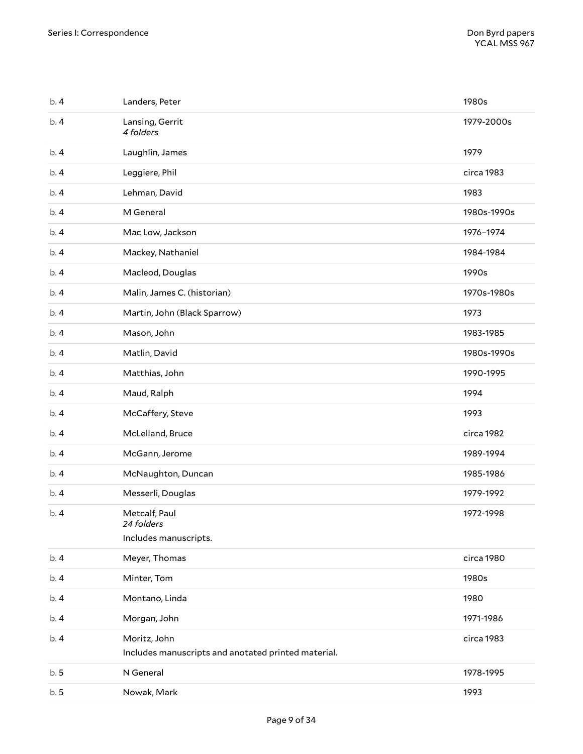| | | |
|---|---|---|
| b. 4 | Landers, Peter | 1980s |
| b. 4 | Lansing, Gerrit<br>*4 folders* | 1979-2000s |
| b. 4 | Laughlin, James | 1979 |
| b. 4 | Leggiere, Phil | circa 1983 |
| b. 4 | Lehman, David | 1983 |
| b. 4 | M General | 1980s-1990s |
| b. 4 | Mac Low, Jackson | 1976–1974 |
| b. 4 | Mackey, Nathaniel | 1984-1984 |
| b. 4 | Macleod, Douglas | 1990s |
| b. 4 | Malin, James C. (historian) | 1970s-1980s |
| b. 4 | Martin, John (Black Sparrow) | 1973 |
| b. 4 | Mason, John | 1983-1985 |
| b. 4 | Matlin, David | 1980s-1990s |
| b. 4 | Matthias, John | 1990-1995 |
| b. 4 | Maud, Ralph | 1994 |
| b. 4 | McCaffery, Steve | 1993 |
| b. 4 | McLelland, Bruce | circa 1982 |
| b. 4 | McGann, Jerome | 1989-1994 |
| b. 4 | McNaughton, Duncan | 1985-1986 |
| b. 4 | Messerli, Douglas | 1979-1992 |
| b. 4 | Metcalf, Paul<br>*24 folders*<br>Includes manuscripts. | 1972-1998 |
| b. 4 | Meyer, Thomas | circa 1980 |
| b. 4 | Minter, Tom | 1980s |
| b. 4 | Montano, Linda | 1980 |
| b. 4 | Morgan, John | 1971-1986 |
| b. 4 | Moritz, John<br>Includes manuscripts and anotated printed material. | circa 1983 |
| b. 5 | N General | 1978-1995 |
| b. 5 | Nowak, Mark | 1993 |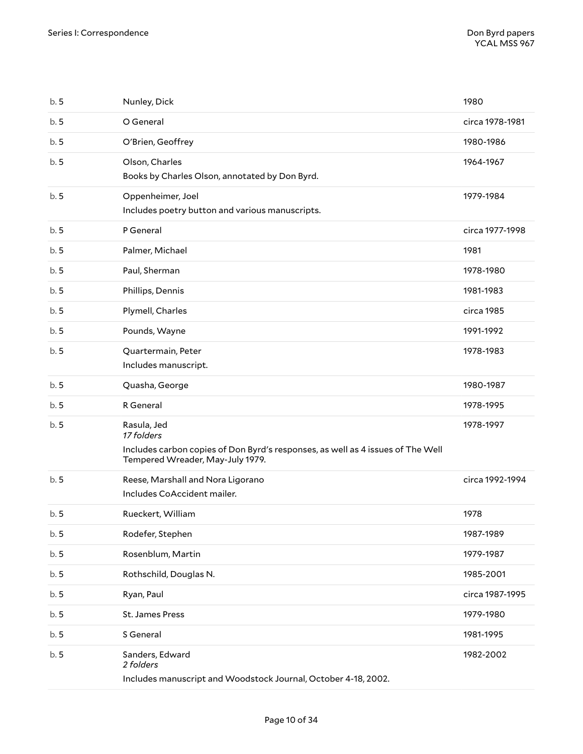| | | |
|---|---|---|
| b. 5 | Nunley, Dick | 1980 |
| b. 5 | O General | circa 1978-1981 |
| b. 5 | O'Brien, Geoffrey | 1980-1986 |
| b. 5 | Olson, Charles<br>Books by Charles Olson, annotated by Don Byrd. | 1964-1967 |
| b. 5 | Oppenheimer, Joel<br>Includes poetry button and various manuscripts. | 1979-1984 |
| b. 5 | P General | circa 1977-1998 |
| b. 5 | Palmer, Michael | 1981 |
| b. 5 | Paul, Sherman | 1978-1980 |
| b. 5 | Phillips, Dennis | 1981-1983 |
| b. 5 | Plymell, Charles | circa 1985 |
| b. 5 | Pounds, Wayne | 1991-1992 |
| b. 5 | Quartermain, Peter<br>Includes manuscript. | 1978-1983 |
| b. 5 | Quasha, George | 1980-1987 |
| b. 5 | R General | 1978-1995 |
| b. 5 | Rasula, Jed<br>*17 folders*<br>Includes carbon copies of Don Byrd's responses, as well as 4 issues of The Well Tempered Wreader, May-July 1979. | 1978-1997 |
| b. 5 | Reese, Marshall and Nora Ligorano<br>Includes CoAccident mailer. | circa 1992-1994 |
| b. 5 | Rueckert, William | 1978 |
| b. 5 | Rodefer, Stephen | 1987-1989 |
| b. 5 | Rosenblum, Martin | 1979-1987 |
| b. 5 | Rothschild, Douglas N. | 1985-2001 |
| b. 5 | Ryan, Paul | circa 1987-1995 |
| b. 5 | St. James Press | 1979-1980 |
| b. 5 | S General | 1981-1995 |
| b. 5 | Sanders, Edward<br>*2 folders*<br>Includes manuscript and Woodstock Journal, October 4-18, 2002. | 1982-2002 |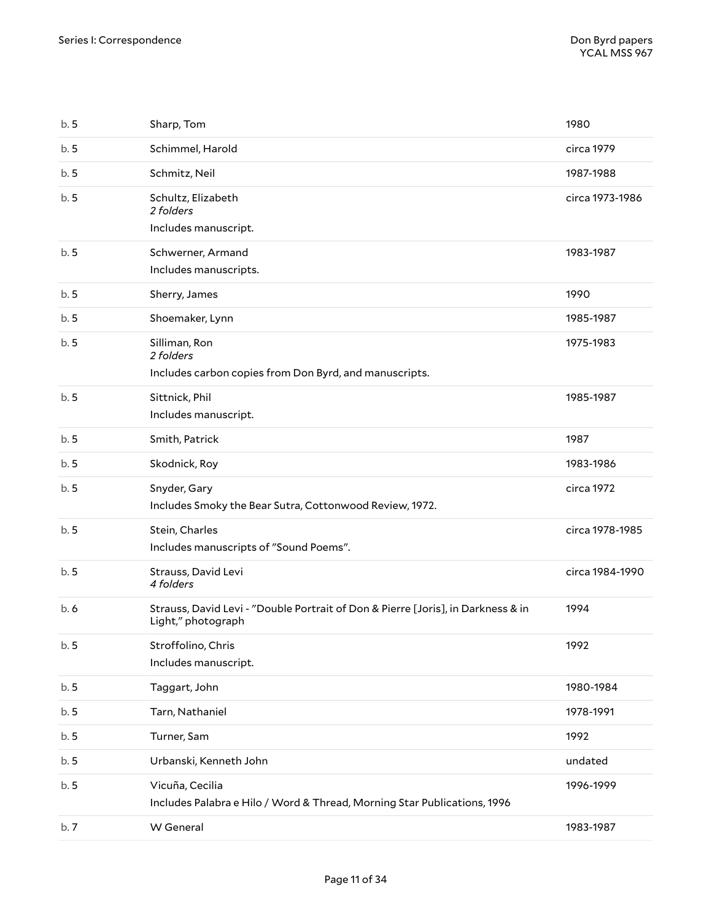| | | |
|---|---|---|
| b. 5 | Sharp, Tom | 1980 |
| b. 5 | Schimmel, Harold | circa 1979 |
| b. 5 | Schmitz, Neil | 1987-1988 |
| b. 5 | Schultz, Elizabeth<br>*2 folders*<br>Includes manuscript. | circa 1973-1986 |
| b. 5 | Schwerner, Armand<br>Includes manuscripts. | 1983-1987 |
| b. 5 | Sherry, James | 1990 |
| b. 5 | Shoemaker, Lynn | 1985-1987 |
| b. 5 | Silliman, Ron<br>*2 folders*<br>Includes carbon copies from Don Byrd, and manuscripts. | 1975-1983 |
| b. 5 | Sittnick, Phil<br>Includes manuscript. | 1985-1987 |
| b. 5 | Smith, Patrick | 1987 |
| b. 5 | Skodnick, Roy | 1983-1986 |
| b. 5 | Snyder, Gary<br>Includes Smoky the Bear Sutra, Cottonwood Review, 1972. | circa 1972 |
| b. 5 | Stein, Charles<br>Includes manuscripts of "Sound Poems". | circa 1978-1985 |
| b. 5 | Strauss, David Levi<br>*4 folders* | circa 1984-1990 |
| b. 6 | Strauss, David Levi - "Double Portrait of Don & Pierre [Joris], in Darkness & in Light," photograph | 1994 |
| b. 5 | Stroffolino, Chris<br>Includes manuscript. | 1992 |
| b. 5 | Taggart, John | 1980-1984 |
| b. 5 | Tarn, Nathaniel | 1978-1991 |
| b. 5 | Turner, Sam | 1992 |
| b. 5 | Urbanski, Kenneth John | undated |
| b. 5 | Vicuña, Cecilia<br>Includes Palabra e Hilo / Word & Thread, Morning Star Publications, 1996 | 1996-1999 |
| b. 7 | W General | 1983-1987 |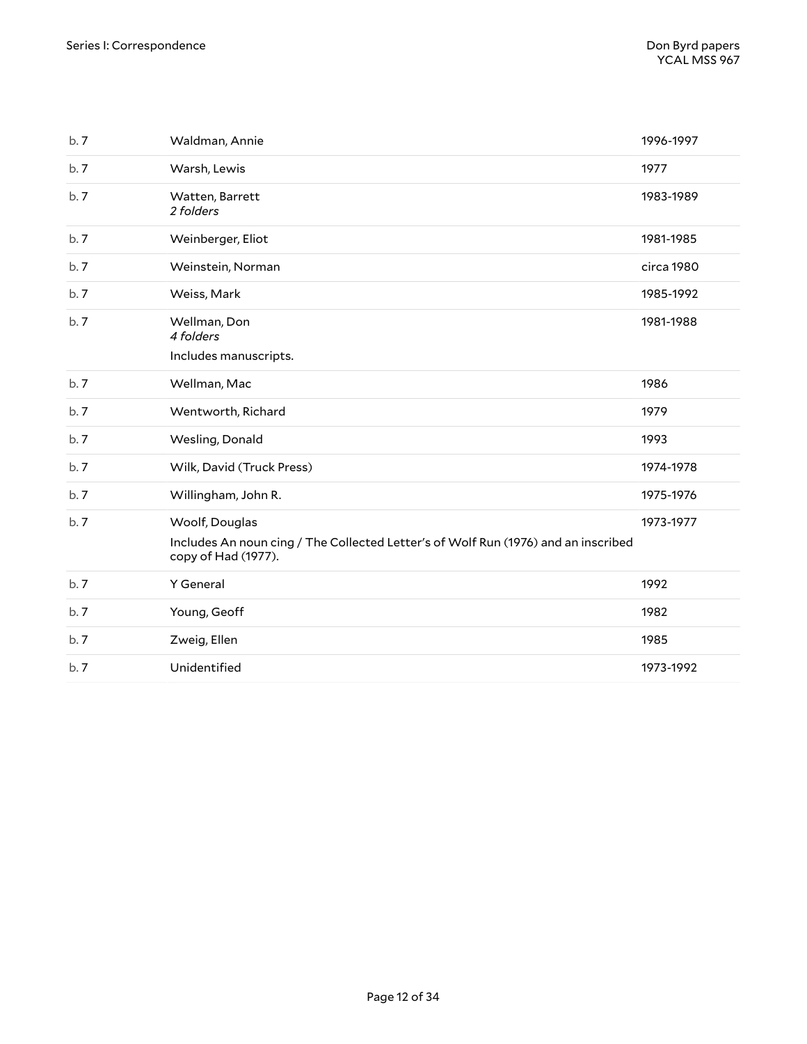| | | |
|---|---|---|
| b. 7 | Waldman, Annie | 1996-1997 |
| b. 7 | Warsh, Lewis | 1977 |
| b. 7 | Watten, Barrett<br>*2 folders* | 1983-1989 |
| b. 7 | Weinberger, Eliot | 1981-1985 |
| b. 7 | Weinstein, Norman | circa 1980 |
| b. 7 | Weiss, Mark | 1985-1992 |
| b. 7 | Wellman, Don<br>*4 folders*<br>Includes manuscripts. | 1981-1988 |
| b. 7 | Wellman, Mac | 1986 |
| b. 7 | Wentworth, Richard | 1979 |
| b. 7 | Wesling, Donald | 1993 |
| b. 7 | Wilk, David (Truck Press) | 1974-1978 |
| b. 7 | Willingham, John R. | 1975-1976 |
| b. 7 | Woolf, Douglas<br>Includes An noun cing / The Collected Letter's of Wolf Run (1976) and an inscribed copy of Had (1977). | 1973-1977 |
| b. 7 | Y General | 1992 |
| b. 7 | Young, Geoff | 1982 |
| b. 7 | Zweig, Ellen | 1985 |
| b. 7 | Unidentified | 1973-1992 |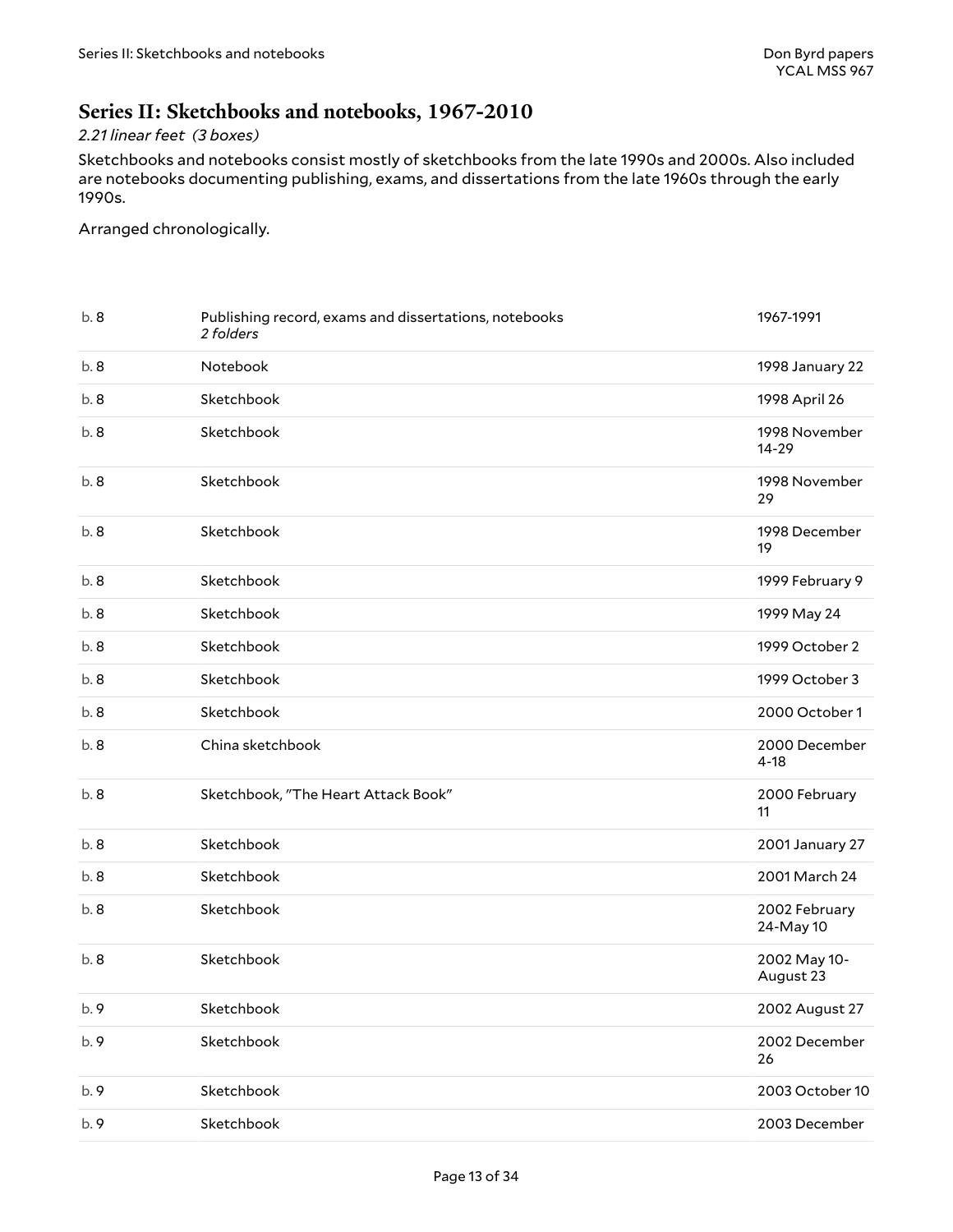## Series II: Sketchbooks and notebooks, 1967-2010

*2.21 linear feet (3 boxes)*

Sketchbooks and notebooks consist mostly of sketchbooks from the late 1990s and 2000s. Also included are notebooks documenting publishing, exams, and dissertations from the late 1960s through the early 1990s.

Arranged chronologically.

| | | |
|---|---|---|
| b. 8 | Publishing record, exams and dissertations, notebooks *2 folders* | 1967-1991 |
| b. 8 | Notebook | 1998 January 22 |
| b. 8 | Sketchbook | 1998 April 26 |
| b. 8 | Sketchbook | 1998 November 14-29 |
| b. 8 | Sketchbook | 1998 November 29 |
| b. 8 | Sketchbook | 1998 December 19 |
| b. 8 | Sketchbook | 1999 February 9 |
| b. 8 | Sketchbook | 1999 May 24 |
| b. 8 | Sketchbook | 1999 October 2 |
| b. 8 | Sketchbook | 1999 October 3 |
| b. 8 | Sketchbook | 2000 October 1 |
| b. 8 | China sketchbook | 2000 December 4-18 |
| b. 8 | Sketchbook, "The Heart Attack Book" | 2000 February 11 |
| b. 8 | Sketchbook | 2001 January 27 |
| b. 8 | Sketchbook | 2001 March 24 |
| b. 8 | Sketchbook | 2002 February 24-May 10 |
| b. 8 | Sketchbook | 2002 May 10-August 23 |
| b. 9 | Sketchbook | 2002 August 27 |
| b. 9 | Sketchbook | 2002 December 26 |
| b. 9 | Sketchbook | 2003 October 10 |
| b. 9 | Sketchbook | 2003 December |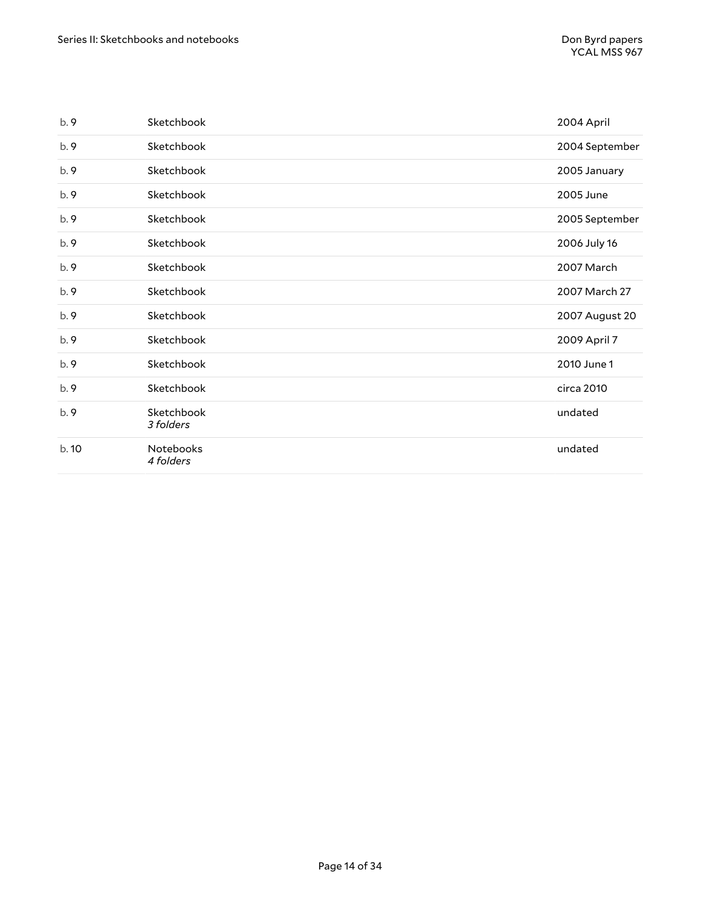| | | |
|---|---|---|
| b. 9 | Sketchbook | 2004 April |
| b. 9 | Sketchbook | 2004 September |
| b. 9 | Sketchbook | 2005 January |
| b. 9 | Sketchbook | 2005 June |
| b. 9 | Sketchbook | 2005 September |
| b. 9 | Sketchbook | 2006 July 16 |
| b. 9 | Sketchbook | 2007 March |
| b. 9 | Sketchbook | 2007 March 27 |
| b. 9 | Sketchbook | 2007 August 20 |
| b. 9 | Sketchbook | 2009 April 7 |
| b. 9 | Sketchbook | 2010 June 1 |
| b. 9 | Sketchbook | circa 2010 |
| b. 9 | Sketchbook *3 folders* | undated |
| b. 10 | Notebooks *4 folders* | undated |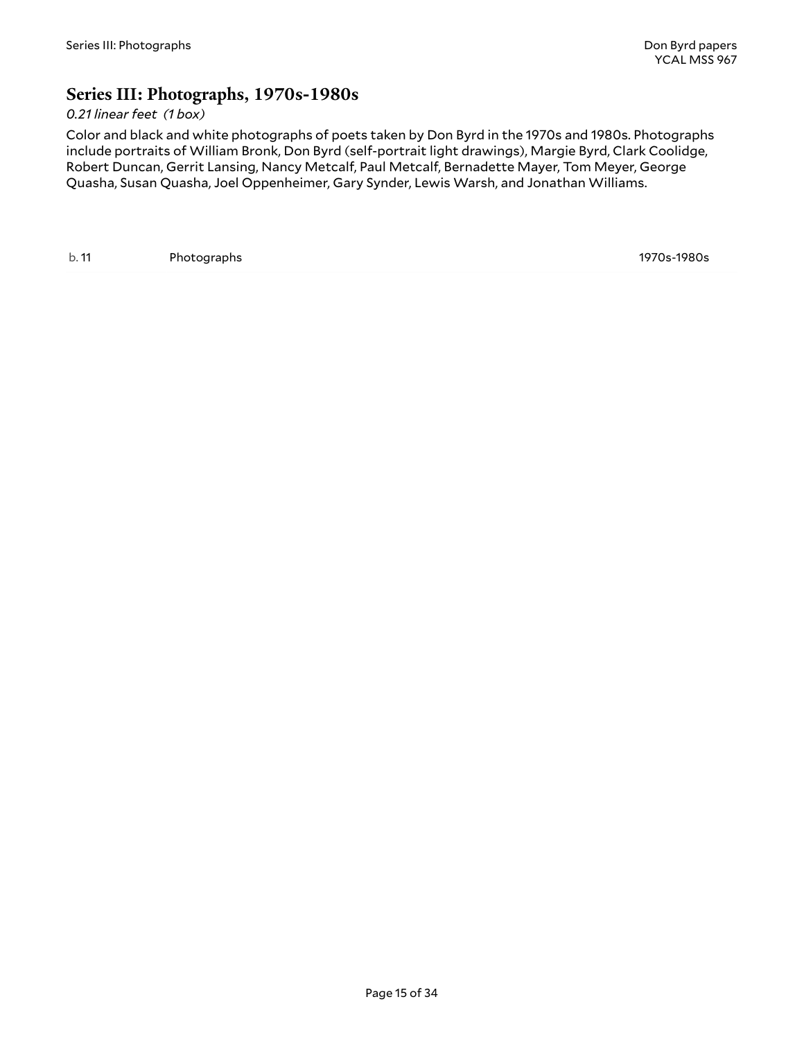## Series III: Photographs, 1970s-1980s

*0.21 linear feet (1 box)*

Color and black and white photographs of poets taken by Don Byrd in the 1970s and 1980s. Photographs include portraits of William Bronk, Don Byrd (self-portrait light drawings), Margie Byrd, Clark Coolidge, Robert Duncan, Gerrit Lansing, Nancy Metcalf, Paul Metcalf, Bernadette Mayer, Tom Meyer, George Quasha, Susan Quasha, Joel Oppenheimer, Gary Synder, Lewis Warsh, and Jonathan Williams.

| | | |
|---|---|---|
| b. 11 | Photographs | 1970s-1980s |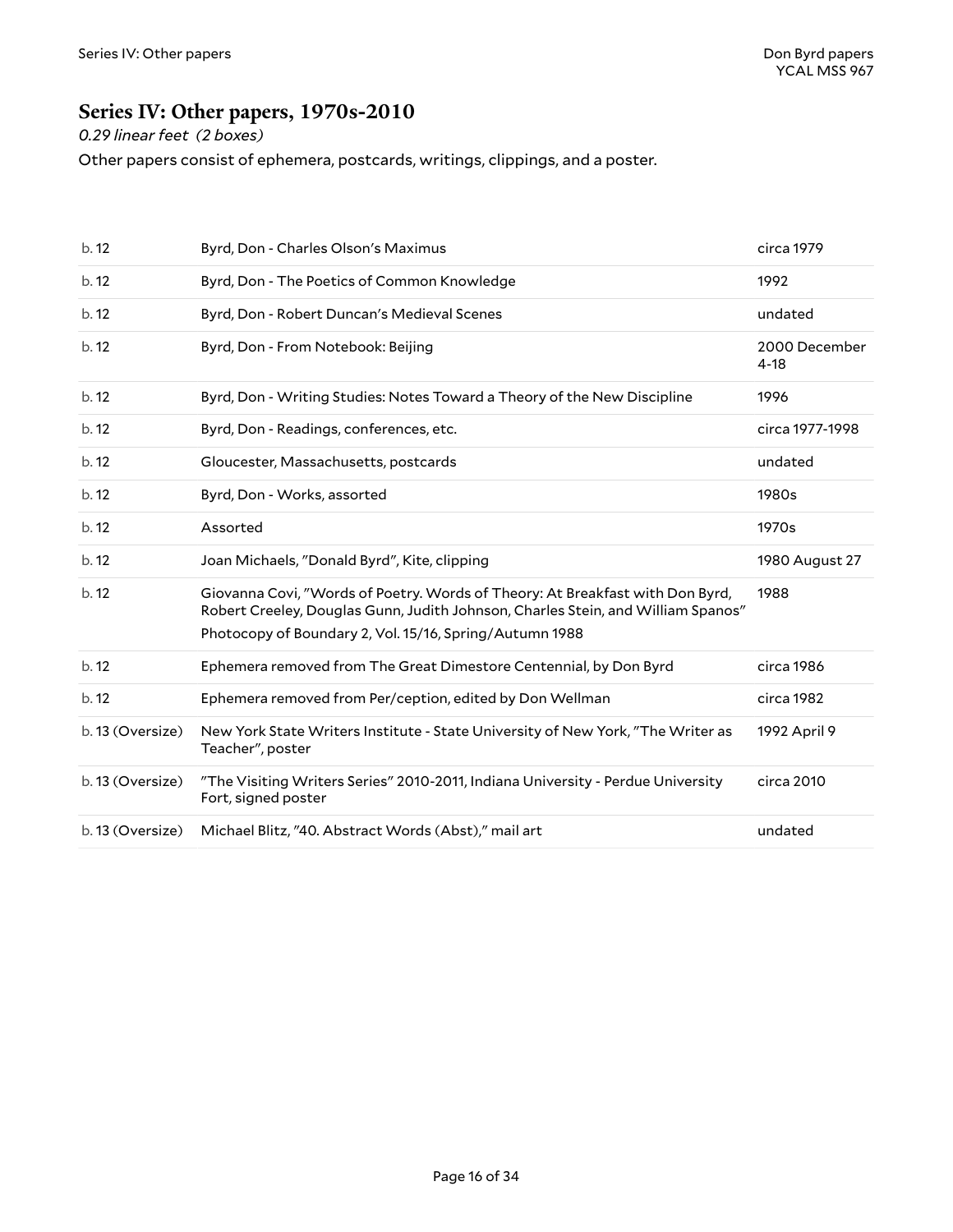## Series IV: Other papers, 1970s-2010

*0.29 linear feet (2 boxes)*

Other papers consist of ephemera, postcards, writings, clippings, and a poster.

| | | |
|---|---|---|
| b. 12 | Byrd, Don - Charles Olson's Maximus | circa 1979 |
| b. 12 | Byrd, Don - The Poetics of Common Knowledge | 1992 |
| b. 12 | Byrd, Don - Robert Duncan's Medieval Scenes | undated |
| b. 12 | Byrd, Don - From Notebook: Beijing | 2000 December 4-18 |
| b. 12 | Byrd, Don - Writing Studies: Notes Toward a Theory of the New Discipline | 1996 |
| b. 12 | Byrd, Don - Readings, conferences, etc. | circa 1977-1998 |
| b. 12 | Gloucester, Massachusetts, postcards | undated |
| b. 12 | Byrd, Don - Works, assorted | 1980s |
| b. 12 | Assorted | 1970s |
| b. 12 | Joan Michaels, "Donald Byrd", Kite, clipping | 1980 August 27 |
| b. 12 | Giovanna Covi, "Words of Poetry. Words of Theory: At Breakfast with Don Byrd, Robert Creeley, Douglas Gunn, Judith Johnson, Charles Stein, and William Spanos" Photocopy of Boundary 2, Vol. 15/16, Spring/Autumn 1988 | 1988 |
| b. 12 | Ephemera removed from The Great Dimestore Centennial, by Don Byrd | circa 1986 |
| b. 12 | Ephemera removed from Per/ception, edited by Don Wellman | circa 1982 |
| b. 13 (Oversize) | New York State Writers Institute - State University of New York, "The Writer as Teacher", poster | 1992 April 9 |
| b. 13 (Oversize) | "The Visiting Writers Series" 2010-2011, Indiana University - Perdue University Fort, signed poster | circa 2010 |
| b. 13 (Oversize) | Michael Blitz, "40. Abstract Words (Abst)," mail art | undated |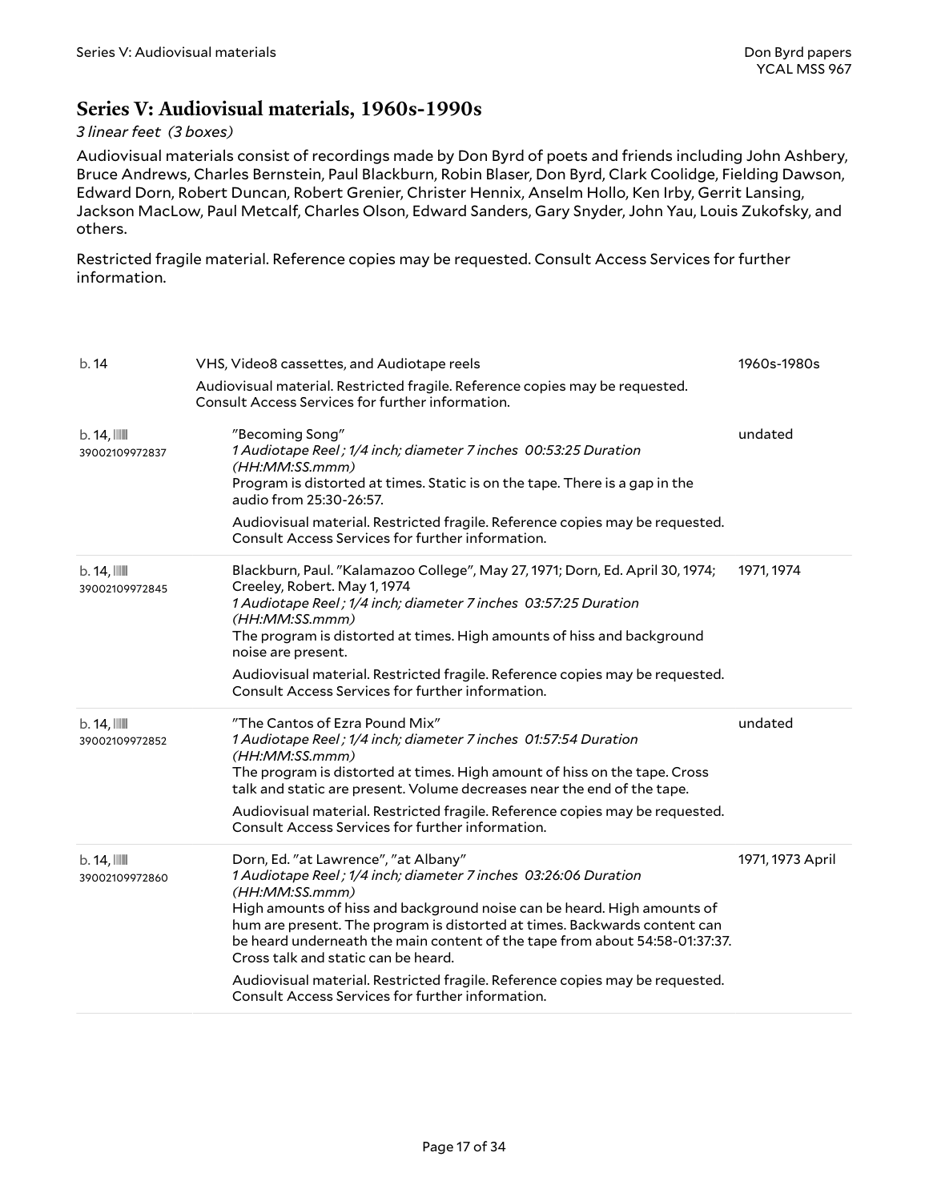## Series V: Audiovisual materials, 1960s-1990s

*3 linear feet (3 boxes)*

Audiovisual materials consist of recordings made by Don Byrd of poets and friends including John Ashbery, Bruce Andrews, Charles Bernstein, Paul Blackburn, Robin Blaser, Don Byrd, Clark Coolidge, Fielding Dawson, Edward Dorn, Robert Duncan, Robert Grenier, Christer Hennix, Anselm Hollo, Ken Irby, Gerrit Lansing, Jackson MacLow, Paul Metcalf, Charles Olson, Edward Sanders, Gary Snyder, John Yau, Louis Zukofsky, and others.

Restricted fragile material. Reference copies may be requested. Consult Access Services for further information.

| | | |
|---|---|---|
| b. 14 | VHS, Video8 cassettes, and Audiotape reels<br>Audiovisual material. Restricted fragile. Reference copies may be requested. Consult Access Services for further information. | 1960s-1980s |
| b. 14, 39002109972837 | "Becoming Song"<br>*1 Audiotape Reel ; 1/4 inch; diameter 7 inches 00:53:25 Duration (HH:MM:SS.mmm)*<br>Program is distorted at times. Static is on the tape. There is a gap in the audio from 25:30-26:57.<br>Audiovisual material. Restricted fragile. Reference copies may be requested. Consult Access Services for further information. | undated |
| b. 14, 39002109972845 | Blackburn, Paul. "Kalamazoo College", May 27, 1971; Dorn, Ed. April 30, 1974; Creeley, Robert. May 1, 1974<br>*1 Audiotape Reel ; 1/4 inch; diameter 7 inches 03:57:25 Duration (HH:MM:SS.mmm)*<br>The program is distorted at times. High amounts of hiss and background noise are present.<br>Audiovisual material. Restricted fragile. Reference copies may be requested. Consult Access Services for further information. | 1971, 1974 |
| b. 14, 39002109972852 | "The Cantos of Ezra Pound Mix"<br>*1 Audiotape Reel ; 1/4 inch; diameter 7 inches 01:57:54 Duration (HH:MM:SS.mmm)*<br>The program is distorted at times. High amount of hiss on the tape. Cross talk and static are present. Volume decreases near the end of the tape.<br>Audiovisual material. Restricted fragile. Reference copies may be requested. Consult Access Services for further information. | undated |
| b. 14, 39002109972860 | Dorn, Ed. "at Lawrence", "at Albany"<br>*1 Audiotape Reel ; 1/4 inch; diameter 7 inches 03:26:06 Duration (HH:MM:SS.mmm)*<br>High amounts of hiss and background noise can be heard. High amounts of hum are present. The program is distorted at times. Backwards content can be heard underneath the main content of the tape from about 54:58-01:37:37. Cross talk and static can be heard.<br>Audiovisual material. Restricted fragile. Reference copies may be requested. Consult Access Services for further information. | 1971, 1973 April |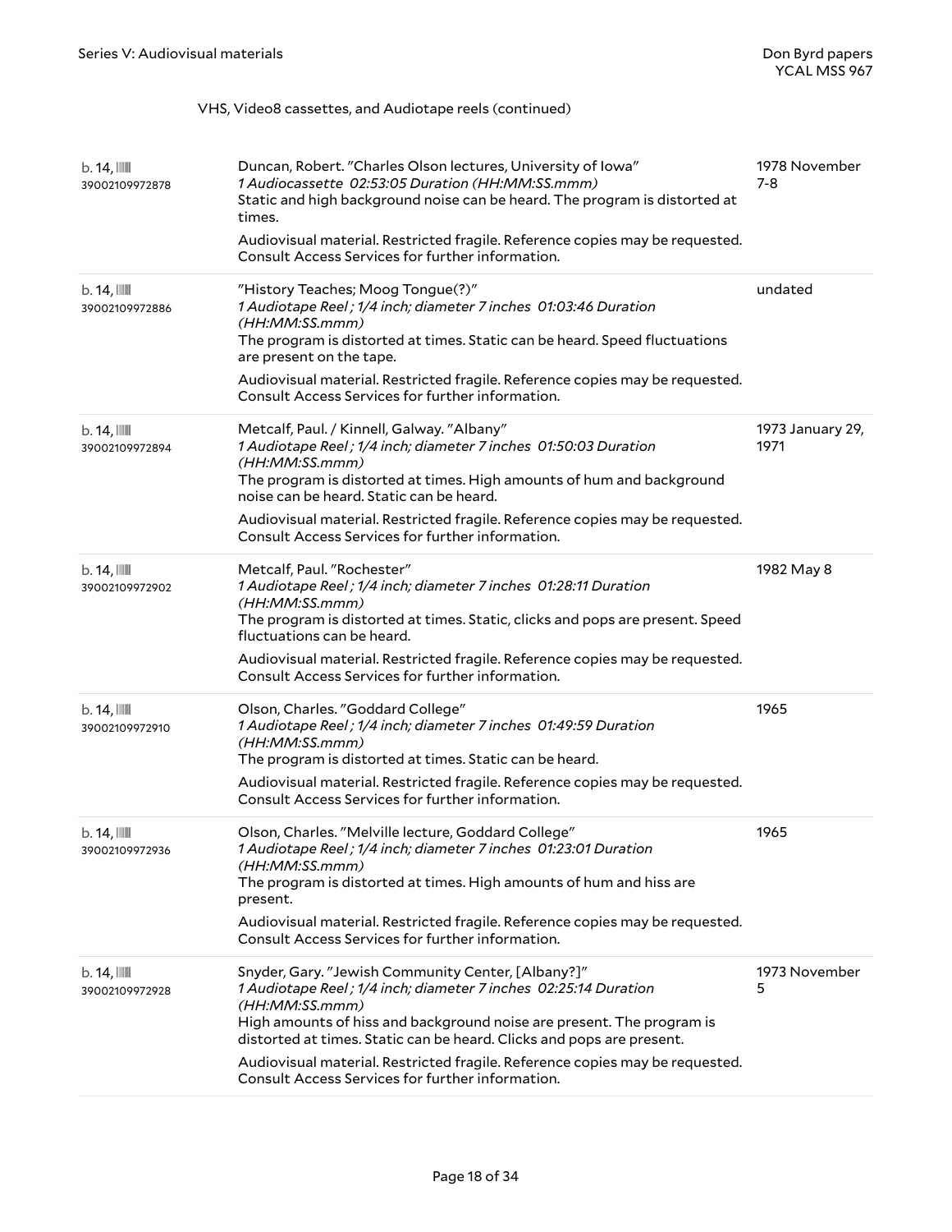VHS, Video8 cassettes, and Audiotape reels (continued)

| | | |
|---|---|---|
| b. 14, 39002109972878 | Duncan, Robert. "Charles Olson lectures, University of Iowa"<br>*1 Audiocassette 02:53:05 Duration (HH:MM:SS.mmm)*<br>Static and high background noise can be heard. The program is distorted at times.<br>Audiovisual material. Restricted fragile. Reference copies may be requested. Consult Access Services for further information. | 1978 November 7-8 |
| b. 14, 39002109972886 | "History Teaches; Moog Tongue(?)"<br>*1 Audiotape Reel ; 1/4 inch; diameter 7 inches 01:03:46 Duration (HH:MM:SS.mmm)*<br>The program is distorted at times. Static can be heard. Speed fluctuations are present on the tape.<br>Audiovisual material. Restricted fragile. Reference copies may be requested. Consult Access Services for further information. | undated |
| b. 14, 39002109972894 | Metcalf, Paul. / Kinnell, Galway. "Albany"<br>*1 Audiotape Reel ; 1/4 inch; diameter 7 inches 01:50:03 Duration (HH:MM:SS.mmm)*<br>The program is distorted at times. High amounts of hum and background noise can be heard. Static can be heard.<br>Audiovisual material. Restricted fragile. Reference copies may be requested. Consult Access Services for further information. | 1973 January 29, 1971 |
| b. 14, 39002109972902 | Metcalf, Paul. "Rochester"<br>*1 Audiotape Reel ; 1/4 inch; diameter 7 inches 01:28:11 Duration (HH:MM:SS.mmm)*<br>The program is distorted at times. Static, clicks and pops are present. Speed fluctuations can be heard.<br>Audiovisual material. Restricted fragile. Reference copies may be requested. Consult Access Services for further information. | 1982 May 8 |
| b. 14, 39002109972910 | Olson, Charles. "Goddard College"<br>*1 Audiotape Reel ; 1/4 inch; diameter 7 inches 01:49:59 Duration (HH:MM:SS.mmm)*<br>The program is distorted at times. Static can be heard.<br>Audiovisual material. Restricted fragile. Reference copies may be requested. Consult Access Services for further information. | 1965 |
| b. 14, 39002109972936 | Olson, Charles. "Melville lecture, Goddard College"<br>*1 Audiotape Reel ; 1/4 inch; diameter 7 inches 01:23:01 Duration (HH:MM:SS.mmm)*<br>The program is distorted at times. High amounts of hum and hiss are present.<br>Audiovisual material. Restricted fragile. Reference copies may be requested. Consult Access Services for further information. | 1965 |
| b. 14, 39002109972928 | Snyder, Gary. "Jewish Community Center, [Albany?]"<br>*1 Audiotape Reel ; 1/4 inch; diameter 7 inches 02:25:14 Duration (HH:MM:SS.mmm)*<br>High amounts of hiss and background noise are present. The program is distorted at times. Static can be heard. Clicks and pops are present.<br>Audiovisual material. Restricted fragile. Reference copies may be requested. Consult Access Services for further information. | 1973 November 5 |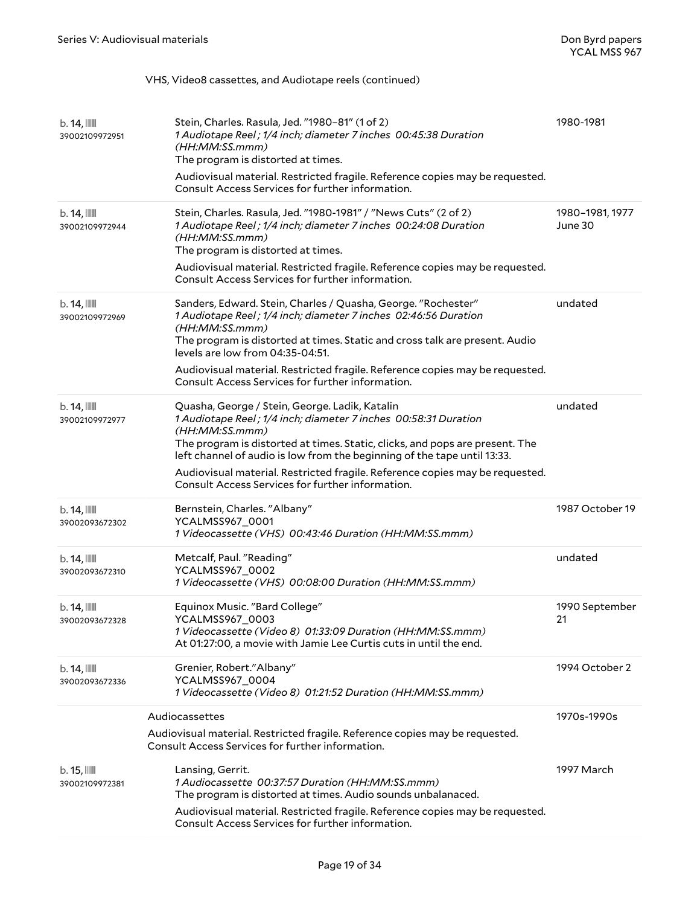VHS, Video8 cassettes, and Audiotape reels (continued)

| | | |
|---|---|---|
| b. 14, 39002109972951 | Stein, Charles. Rasula, Jed. "1980–81" (1 of 2)<br>*1 Audiotape Reel ; 1/4 inch; diameter 7 inches 00:45:38 Duration (HH:MM:SS.mmm)*<br>The program is distorted at times.<br>Audiovisual material. Restricted fragile. Reference copies may be requested. Consult Access Services for further information. | 1980-1981 |
| b. 14, 39002109972944 | Stein, Charles. Rasula, Jed. "1980-1981" / "News Cuts" (2 of 2)<br>*1 Audiotape Reel ; 1/4 inch; diameter 7 inches 00:24:08 Duration (HH:MM:SS.mmm)*<br>The program is distorted at times.<br>Audiovisual material. Restricted fragile. Reference copies may be requested. Consult Access Services for further information. | 1980–1981, 1977 June 30 |
| b. 14, 39002109972969 | Sanders, Edward. Stein, Charles / Quasha, George. "Rochester"<br>*1 Audiotape Reel ; 1/4 inch; diameter 7 inches 02:46:56 Duration (HH:MM:SS.mmm)*<br>The program is distorted at times. Static and cross talk are present. Audio levels are low from 04:35-04:51.<br>Audiovisual material. Restricted fragile. Reference copies may be requested. Consult Access Services for further information. | undated |
| b. 14, 39002109972977 | Quasha, George / Stein, George. Ladik, Katalin<br>*1 Audiotape Reel ; 1/4 inch; diameter 7 inches 00:58:31 Duration (HH:MM:SS.mmm)*<br>The program is distorted at times. Static, clicks, and pops are present. The left channel of audio is low from the beginning of the tape until 13:33.<br>Audiovisual material. Restricted fragile. Reference copies may be requested. Consult Access Services for further information. | undated |
| b. 14, 39002093672302 | Bernstein, Charles. "Albany"<br>YCALMSS967_0001<br>*1 Videocassette (VHS) 00:43:46 Duration (HH:MM:SS.mmm)* | 1987 October 19 |
| b. 14, 39002093672310 | Metcalf, Paul. "Reading"<br>YCALMSS967_0002<br>*1 Videocassette (VHS) 00:08:00 Duration (HH:MM:SS.mmm)* | undated |
| b. 14, 39002093672328 | Equinox Music. "Bard College"<br>YCALMSS967_0003<br>*1 Videocassette (Video 8) 01:33:09 Duration (HH:MM:SS.mmm)*<br>At 01:27:00, a movie with Jamie Lee Curtis cuts in until the end. | 1990 September 21 |
| b. 14, 39002093672336 | Grenier, Robert."Albany"<br>YCALMSS967_0004<br>*1 Videocassette (Video 8) 01:21:52 Duration (HH:MM:SS.mmm)* | 1994 October 2 |

Audiocassettes — 1970s-1990s

Audiovisual material. Restricted fragile. Reference copies may be requested. Consult Access Services for further information.

| | | |
|---|---|---|
| b. 15, 39002109972381 | Lansing, Gerrit.<br>*1 Audiocassette 00:37:57 Duration (HH:MM:SS.mmm)*<br>The program is distorted at times. Audio sounds unbalanaced.<br>Audiovisual material. Restricted fragile. Reference copies may be requested. Consult Access Services for further information. | 1997 March |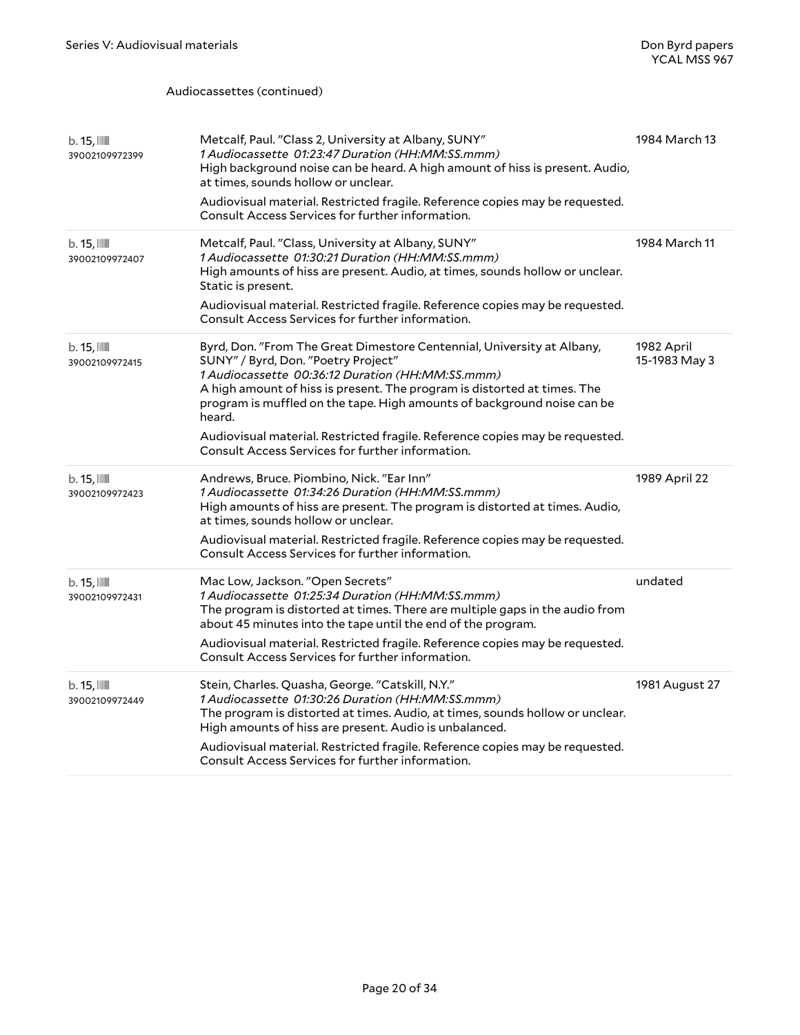Audiocassettes (continued)

| | | |
|---|---|---|
| b. 15, 39002109972399 | Metcalf, Paul. "Class 2, University at Albany, SUNY"<br>*1 Audiocassette 01:23:47 Duration (HH:MM:SS.mmm)*<br>High background noise can be heard. A high amount of hiss is present. Audio, at times, sounds hollow or unclear.<br>Audiovisual material. Restricted fragile. Reference copies may be requested. Consult Access Services for further information. | 1984 March 13 |
| b. 15, 39002109972407 | Metcalf, Paul. "Class, University at Albany, SUNY"<br>*1 Audiocassette 01:30:21 Duration (HH:MM:SS.mmm)*<br>High amounts of hiss are present. Audio, at times, sounds hollow or unclear. Static is present.<br>Audiovisual material. Restricted fragile. Reference copies may be requested. Consult Access Services for further information. | 1984 March 11 |
| b. 15, 39002109972415 | Byrd, Don. "From The Great Dimestore Centennial, University at Albany, SUNY" / Byrd, Don. "Poetry Project"<br>*1 Audiocassette 00:36:12 Duration (HH:MM:SS.mmm)*<br>A high amount of hiss is present. The program is distorted at times. The program is muffled on the tape. High amounts of background noise can be heard.<br>Audiovisual material. Restricted fragile. Reference copies may be requested. Consult Access Services for further information. | 1982 April 15-1983 May 3 |
| b. 15, 39002109972423 | Andrews, Bruce. Piombino, Nick. "Ear Inn"<br>*1 Audiocassette 01:34:26 Duration (HH:MM:SS.mmm)*<br>High amounts of hiss are present. The program is distorted at times. Audio, at times, sounds hollow or unclear.<br>Audiovisual material. Restricted fragile. Reference copies may be requested. Consult Access Services for further information. | 1989 April 22 |
| b. 15, 39002109972431 | Mac Low, Jackson. "Open Secrets"<br>*1 Audiocassette 01:25:34 Duration (HH:MM:SS.mmm)*<br>The program is distorted at times. There are multiple gaps in the audio from about 45 minutes into the tape until the end of the program.<br>Audiovisual material. Restricted fragile. Reference copies may be requested. Consult Access Services for further information. | undated |
| b. 15, 39002109972449 | Stein, Charles. Quasha, George. "Catskill, N.Y."<br>*1 Audiocassette 01:30:26 Duration (HH:MM:SS.mmm)*<br>The program is distorted at times. Audio, at times, sounds hollow or unclear. High amounts of hiss are present. Audio is unbalanced.<br>Audiovisual material. Restricted fragile. Reference copies may be requested. Consult Access Services for further information. | 1981 August 27 |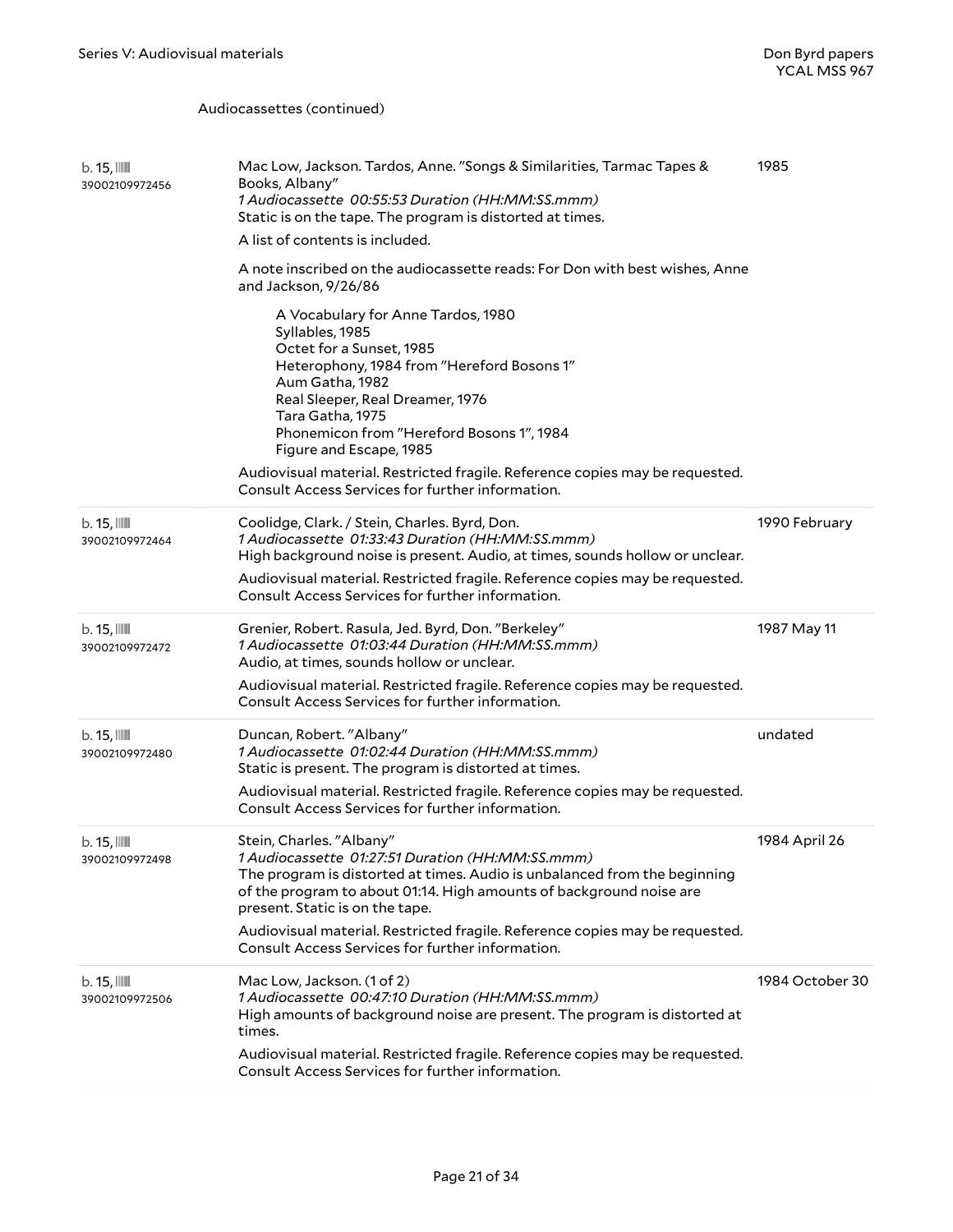Audiocassettes (continued)

| | | |
|---|---|---|
| b. 15, 39002109972456 | Mac Low, Jackson. Tardos, Anne. "Songs & Similarities, Tarmac Tapes & Books, Albany"<br>*1 Audiocassette 00:55:53 Duration (HH:MM:SS.mmm)*<br>Static is on the tape. The program is distorted at times.<br>A list of contents is included.<br>A note inscribed on the audiocassette reads: For Don with best wishes, Anne and Jackson, 9/26/86<br>A Vocabulary for Anne Tardos, 1980<br>Syllables, 1985<br>Octet for a Sunset, 1985<br>Heterophony, 1984 from "Hereford Bosons 1"<br>Aum Gatha, 1982<br>Real Sleeper, Real Dreamer, 1976<br>Tara Gatha, 1975<br>Phonemicon from "Hereford Bosons 1", 1984<br>Figure and Escape, 1985<br>Audiovisual material. Restricted fragile. Reference copies may be requested. Consult Access Services for further information. | 1985 |
| b. 15, 39002109972464 | Coolidge, Clark. / Stein, Charles. Byrd, Don.<br>*1 Audiocassette 01:33:43 Duration (HH:MM:SS.mmm)*<br>High background noise is present. Audio, at times, sounds hollow or unclear.<br>Audiovisual material. Restricted fragile. Reference copies may be requested. Consult Access Services for further information. | 1990 February |
| b. 15, 39002109972472 | Grenier, Robert. Rasula, Jed. Byrd, Don. "Berkeley"<br>*1 Audiocassette 01:03:44 Duration (HH:MM:SS.mmm)*<br>Audio, at times, sounds hollow or unclear.<br>Audiovisual material. Restricted fragile. Reference copies may be requested. Consult Access Services for further information. | 1987 May 11 |
| b. 15, 39002109972480 | Duncan, Robert. "Albany"<br>*1 Audiocassette 01:02:44 Duration (HH:MM:SS.mmm)*<br>Static is present. The program is distorted at times.<br>Audiovisual material. Restricted fragile. Reference copies may be requested. Consult Access Services for further information. | undated |
| b. 15, 39002109972498 | Stein, Charles. "Albany"<br>*1 Audiocassette 01:27:51 Duration (HH:MM:SS.mmm)*<br>The program is distorted at times. Audio is unbalanced from the beginning of the program to about 01:14. High amounts of background noise are present. Static is on the tape.<br>Audiovisual material. Restricted fragile. Reference copies may be requested. Consult Access Services for further information. | 1984 April 26 |
| b. 15, 39002109972506 | Mac Low, Jackson. (1 of 2)<br>*1 Audiocassette 00:47:10 Duration (HH:MM:SS.mmm)*<br>High amounts of background noise are present. The program is distorted at times.<br>Audiovisual material. Restricted fragile. Reference copies may be requested. Consult Access Services for further information. | 1984 October 30 |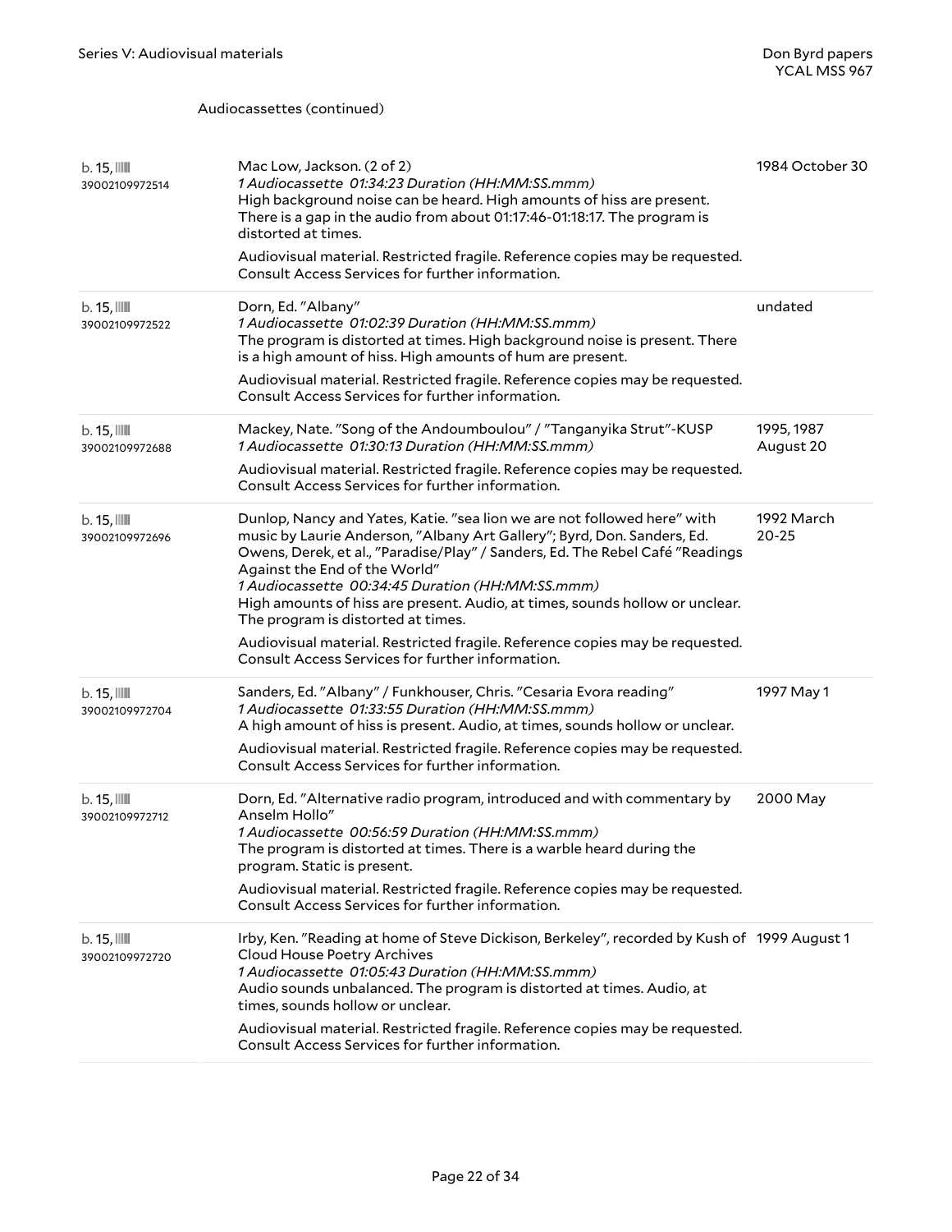Audiocassettes (continued)

| | | |
|---|---|---|
| b. 15, 39002109972514 | Mac Low, Jackson. (2 of 2)<br>*1 Audiocassette 01:34:23 Duration (HH:MM:SS.mmm)*<br>High background noise can be heard. High amounts of hiss are present. There is a gap in the audio from about 01:17:46-01:18:17. The program is distorted at times.<br>Audiovisual material. Restricted fragile. Reference copies may be requested. Consult Access Services for further information. | 1984 October 30 |
| b. 15, 39002109972522 | Dorn, Ed. "Albany"<br>*1 Audiocassette 01:02:39 Duration (HH:MM:SS.mmm)*<br>The program is distorted at times. High background noise is present. There is a high amount of hiss. High amounts of hum are present.<br>Audiovisual material. Restricted fragile. Reference copies may be requested. Consult Access Services for further information. | undated |
| b. 15, 39002109972688 | Mackey, Nate. "Song of the Andoumboulou" / "Tanganyika Strut"-KUSP<br>*1 Audiocassette 01:30:13 Duration (HH:MM:SS.mmm)*<br>Audiovisual material. Restricted fragile. Reference copies may be requested. Consult Access Services for further information. | 1995, 1987 August 20 |
| b. 15, 39002109972696 | Dunlop, Nancy and Yates, Katie. "sea lion we are not followed here" with music by Laurie Anderson, "Albany Art Gallery"; Byrd, Don. Sanders, Ed. Owens, Derek, et al., "Paradise/Play" / Sanders, Ed. The Rebel Café "Readings Against the End of the World"<br>*1 Audiocassette 00:34:45 Duration (HH:MM:SS.mmm)*<br>High amounts of hiss are present. Audio, at times, sounds hollow or unclear. The program is distorted at times.<br>Audiovisual material. Restricted fragile. Reference copies may be requested. Consult Access Services for further information. | 1992 March 20-25 |
| b. 15, 39002109972704 | Sanders, Ed. "Albany" / Funkhouser, Chris. "Cesaria Evora reading"<br>*1 Audiocassette 01:33:55 Duration (HH:MM:SS.mmm)*<br>A high amount of hiss is present. Audio, at times, sounds hollow or unclear.<br>Audiovisual material. Restricted fragile. Reference copies may be requested. Consult Access Services for further information. | 1997 May 1 |
| b. 15, 39002109972712 | Dorn, Ed. "Alternative radio program, introduced and with commentary by Anselm Hollo"<br>*1 Audiocassette 00:56:59 Duration (HH:MM:SS.mmm)*<br>The program is distorted at times. There is a warble heard during the program. Static is present.<br>Audiovisual material. Restricted fragile. Reference copies may be requested. Consult Access Services for further information. | 2000 May |
| b. 15, 39002109972720 | Irby, Ken. "Reading at home of Steve Dickison, Berkeley", recorded by Kush of Cloud House Poetry Archives<br>*1 Audiocassette 01:05:43 Duration (HH:MM:SS.mmm)*<br>Audio sounds unbalanced. The program is distorted at times. Audio, at times, sounds hollow or unclear.<br>Audiovisual material. Restricted fragile. Reference copies may be requested. Consult Access Services for further information. | 1999 August 1 |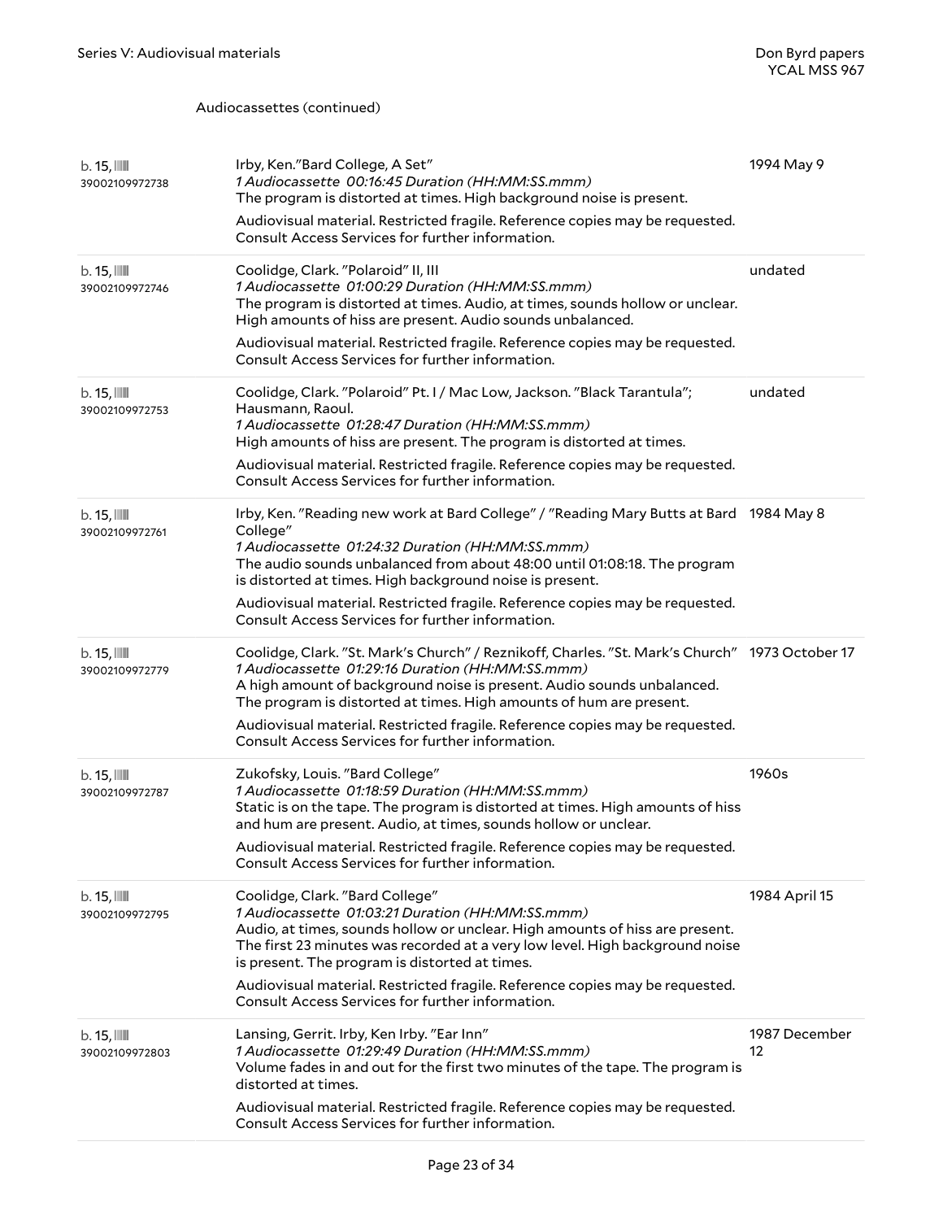Audiocassettes (continued)

| | | |
|---|---|---|
| b. 15, 39002109972738 | Irby, Ken."Bard College, A Set"<br>*1 Audiocassette 00:16:45 Duration (HH:MM:SS.mmm)*<br>The program is distorted at times. High background noise is present.<br>Audiovisual material. Restricted fragile. Reference copies may be requested. Consult Access Services for further information. | 1994 May 9 |
| b. 15, 39002109972746 | Coolidge, Clark. "Polaroid" II, III<br>*1 Audiocassette 01:00:29 Duration (HH:MM:SS.mmm)*<br>The program is distorted at times. Audio, at times, sounds hollow or unclear. High amounts of hiss are present. Audio sounds unbalanced.<br>Audiovisual material. Restricted fragile. Reference copies may be requested. Consult Access Services for further information. | undated |
| b. 15, 39002109972753 | Coolidge, Clark. "Polaroid" Pt. I / Mac Low, Jackson. "Black Tarantula"; Hausmann, Raoul.<br>*1 Audiocassette 01:28:47 Duration (HH:MM:SS.mmm)*<br>High amounts of hiss are present. The program is distorted at times.<br>Audiovisual material. Restricted fragile. Reference copies may be requested. Consult Access Services for further information. | undated |
| b. 15, 39002109972761 | Irby, Ken. "Reading new work at Bard College" / "Reading Mary Butts at Bard College"<br>*1 Audiocassette 01:24:32 Duration (HH:MM:SS.mmm)*<br>The audio sounds unbalanced from about 48:00 until 01:08:18. The program is distorted at times. High background noise is present.<br>Audiovisual material. Restricted fragile. Reference copies may be requested. Consult Access Services for further information. | 1984 May 8 |
| b. 15, 39002109972779 | Coolidge, Clark. "St. Mark's Church" / Reznikoff, Charles. "St. Mark's Church"<br>*1 Audiocassette 01:29:16 Duration (HH:MM:SS.mmm)*<br>A high amount of background noise is present. Audio sounds unbalanced. The program is distorted at times. High amounts of hum are present.<br>Audiovisual material. Restricted fragile. Reference copies may be requested. Consult Access Services for further information. | 1973 October 17 |
| b. 15, 39002109972787 | Zukofsky, Louis. "Bard College"<br>*1 Audiocassette 01:18:59 Duration (HH:MM:SS.mmm)*<br>Static is on the tape. The program is distorted at times. High amounts of hiss and hum are present. Audio, at times, sounds hollow or unclear.<br>Audiovisual material. Restricted fragile. Reference copies may be requested. Consult Access Services for further information. | 1960s |
| b. 15, 39002109972795 | Coolidge, Clark. "Bard College"<br>*1 Audiocassette 01:03:21 Duration (HH:MM:SS.mmm)*<br>Audio, at times, sounds hollow or unclear. High amounts of hiss are present. The first 23 minutes was recorded at a very low level. High background noise is present. The program is distorted at times.<br>Audiovisual material. Restricted fragile. Reference copies may be requested. Consult Access Services for further information. | 1984 April 15 |
| b. 15, 39002109972803 | Lansing, Gerrit. Irby, Ken Irby. "Ear Inn"<br>*1 Audiocassette 01:29:49 Duration (HH:MM:SS.mmm)*<br>Volume fades in and out for the first two minutes of the tape. The program is distorted at times.<br>Audiovisual material. Restricted fragile. Reference copies may be requested. Consult Access Services for further information. | 1987 December 12 |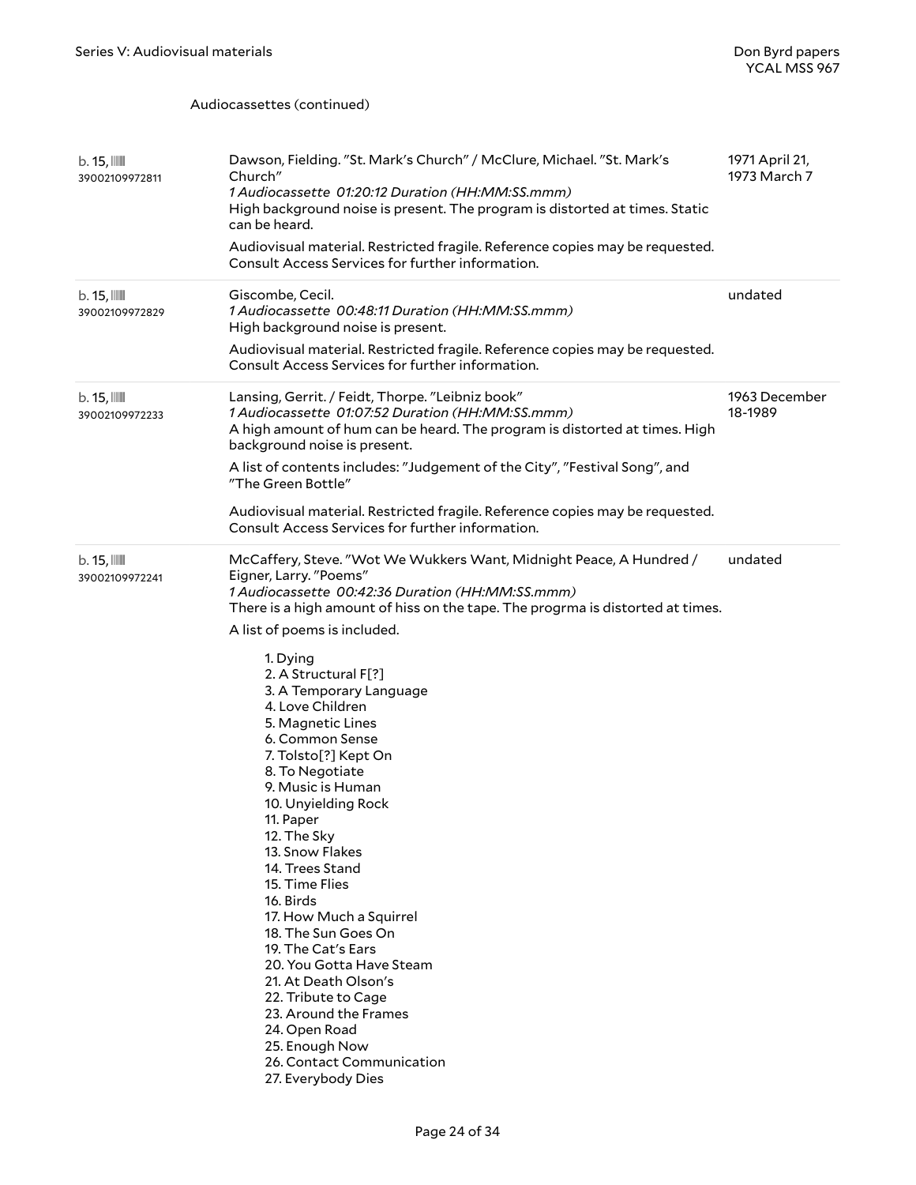Audiocassettes (continued)

| | | |
|---|---|---|
| b. 15, 39002109972811 | Dawson, Fielding. "St. Mark's Church" / McClure, Michael. "St. Mark's Church"<br>*1 Audiocassette 01:20:12 Duration (HH:MM:SS.mmm)*<br>High background noise is present. The program is distorted at times. Static can be heard.<br>Audiovisual material. Restricted fragile. Reference copies may be requested. Consult Access Services for further information. | 1971 April 21, 1973 March 7 |
| b. 15, 39002109972829 | Giscombe, Cecil.<br>*1 Audiocassette 00:48:11 Duration (HH:MM:SS.mmm)*<br>High background noise is present.<br>Audiovisual material. Restricted fragile. Reference copies may be requested. Consult Access Services for further information. | undated |
| b. 15, 39002109972233 | Lansing, Gerrit. / Feidt, Thorpe. "Leibniz book"<br>*1 Audiocassette 01:07:52 Duration (HH:MM:SS.mmm)*<br>A high amount of hum can be heard. The program is distorted at times. High background noise is present.<br>A list of contents includes: "Judgement of the City", "Festival Song", and "The Green Bottle"<br>Audiovisual material. Restricted fragile. Reference copies may be requested. Consult Access Services for further information. | 1963 December 18-1989 |
| b. 15, 39002109972241 | McCaffery, Steve. "Wot We Wukkers Want, Midnight Peace, A Hundred / Eigner, Larry. "Poems"<br>*1 Audiocassette 00:42:36 Duration (HH:MM:SS.mmm)*<br>There is a high amount of hiss on the tape. The progrma is distorted at times.<br>A list of poems is included.<br>1. Dying<br>2. A Structural F[?]<br>3. A Temporary Language<br>4. Love Children<br>5. Magnetic Lines<br>6. Common Sense<br>7. Tolsto[?] Kept On<br>8. To Negotiate<br>9. Music is Human<br>10. Unyielding Rock<br>11. Paper<br>12. The Sky<br>13. Snow Flakes<br>14. Trees Stand<br>15. Time Flies<br>16. Birds<br>17. How Much a Squirrel<br>18. The Sun Goes On<br>19. The Cat's Ears<br>20. You Gotta Have Steam<br>21. At Death Olson's<br>22. Tribute to Cage<br>23. Around the Frames<br>24. Open Road<br>25. Enough Now<br>26. Contact Communication<br>27. Everybody Dies | undated |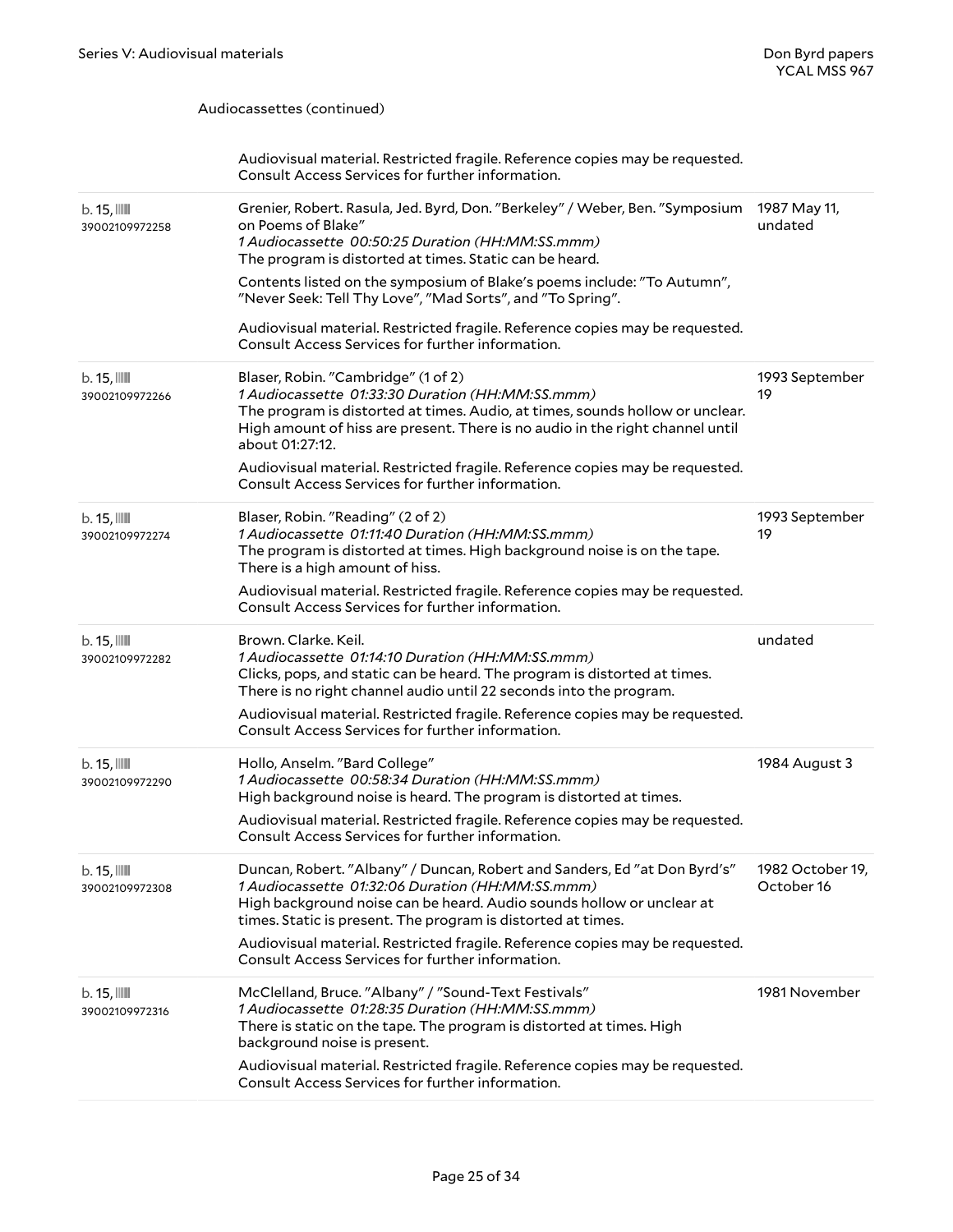Audiocassettes (continued)

Audiovisual material. Restricted fragile. Reference copies may be requested. Consult Access Services for further information.

| | | |
|---|---|---|
| b. 15, 39002109972258 | Grenier, Robert. Rasula, Jed. Byrd, Don. "Berkeley" / Weber, Ben. "Symposium on Poems of Blake"<br>*1 Audiocassette 00:50:25 Duration (HH:MM:SS.mmm)*<br>The program is distorted at times. Static can be heard.<br>Contents listed on the symposium of Blake's poems include: "To Autumn", "Never Seek: Tell Thy Love", "Mad Sorts", and "To Spring".<br>Audiovisual material. Restricted fragile. Reference copies may be requested. Consult Access Services for further information. | 1987 May 11, undated |
| b. 15, 39002109972266 | Blaser, Robin. "Cambridge" (1 of 2)<br>*1 Audiocassette 01:33:30 Duration (HH:MM:SS.mmm)*<br>The program is distorted at times. Audio, at times, sounds hollow or unclear. High amount of hiss are present. There is no audio in the right channel until about 01:27:12.<br>Audiovisual material. Restricted fragile. Reference copies may be requested. Consult Access Services for further information. | 1993 September 19 |
| b. 15, 39002109972274 | Blaser, Robin. "Reading" (2 of 2)<br>*1 Audiocassette 01:11:40 Duration (HH:MM:SS.mmm)*<br>The program is distorted at times. High background noise is on the tape. There is a high amount of hiss.<br>Audiovisual material. Restricted fragile. Reference copies may be requested. Consult Access Services for further information. | 1993 September 19 |
| b. 15, 39002109972282 | Brown. Clarke. Keil.<br>*1 Audiocassette 01:14:10 Duration (HH:MM:SS.mmm)*<br>Clicks, pops, and static can be heard. The program is distorted at times. There is no right channel audio until 22 seconds into the program.<br>Audiovisual material. Restricted fragile. Reference copies may be requested. Consult Access Services for further information. | undated |
| b. 15, 39002109972290 | Hollo, Anselm. "Bard College"<br>*1 Audiocassette 00:58:34 Duration (HH:MM:SS.mmm)*<br>High background noise is heard. The program is distorted at times.<br>Audiovisual material. Restricted fragile. Reference copies may be requested. Consult Access Services for further information. | 1984 August 3 |
| b. 15, 39002109972308 | Duncan, Robert. "Albany" / Duncan, Robert and Sanders, Ed "at Don Byrd's"<br>*1 Audiocassette 01:32:06 Duration (HH:MM:SS.mmm)*<br>High background noise can be heard. Audio sounds hollow or unclear at times. Static is present. The program is distorted at times.<br>Audiovisual material. Restricted fragile. Reference copies may be requested. Consult Access Services for further information. | 1982 October 19, October 16 |
| b. 15, 39002109972316 | McClelland, Bruce. "Albany" / "Sound-Text Festivals"<br>*1 Audiocassette 01:28:35 Duration (HH:MM:SS.mmm)*<br>There is static on the tape. The program is distorted at times. High background noise is present.<br>Audiovisual material. Restricted fragile. Reference copies may be requested. Consult Access Services for further information. | 1981 November |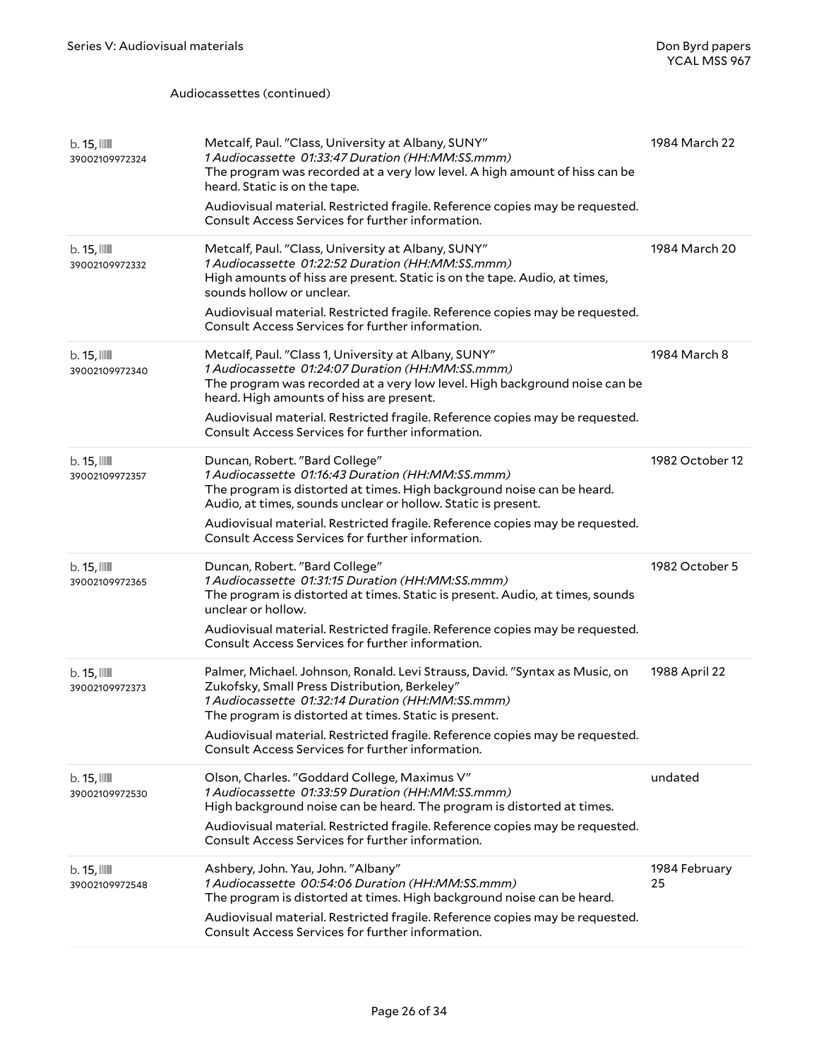Audiocassettes (continued)

| | | |
|---|---|---|
| b. 15, 39002109972324 | Metcalf, Paul. "Class, University at Albany, SUNY"<br>*1 Audiocassette 01:33:47 Duration (HH:MM:SS.mmm)*<br>The program was recorded at a very low level. A high amount of hiss can be heard. Static is on the tape.<br>Audiovisual material. Restricted fragile. Reference copies may be requested. Consult Access Services for further information. | 1984 March 22 |
| b. 15, 39002109972332 | Metcalf, Paul. "Class, University at Albany, SUNY"<br>*1 Audiocassette 01:22:52 Duration (HH:MM:SS.mmm)*<br>High amounts of hiss are present. Static is on the tape. Audio, at times, sounds hollow or unclear.<br>Audiovisual material. Restricted fragile. Reference copies may be requested. Consult Access Services for further information. | 1984 March 20 |
| b. 15, 39002109972340 | Metcalf, Paul. "Class 1, University at Albany, SUNY"<br>*1 Audiocassette 01:24:07 Duration (HH:MM:SS.mmm)*<br>The program was recorded at a very low level. High background noise can be heard. High amounts of hiss are present.<br>Audiovisual material. Restricted fragile. Reference copies may be requested. Consult Access Services for further information. | 1984 March 8 |
| b. 15, 39002109972357 | Duncan, Robert. "Bard College"<br>*1 Audiocassette 01:16:43 Duration (HH:MM:SS.mmm)*<br>The program is distorted at times. High background noise can be heard. Audio, at times, sounds unclear or hollow. Static is present.<br>Audiovisual material. Restricted fragile. Reference copies may be requested. Consult Access Services for further information. | 1982 October 12 |
| b. 15, 39002109972365 | Duncan, Robert. "Bard College"<br>*1 Audiocassette 01:31:15 Duration (HH:MM:SS.mmm)*<br>The program is distorted at times. Static is present. Audio, at times, sounds unclear or hollow.<br>Audiovisual material. Restricted fragile. Reference copies may be requested. Consult Access Services for further information. | 1982 October 5 |
| b. 15, 39002109972373 | Palmer, Michael. Johnson, Ronald. Levi Strauss, David. "Syntax as Music, on Zukofsky, Small Press Distribution, Berkeley"<br>*1 Audiocassette 01:32:14 Duration (HH:MM:SS.mmm)*<br>The program is distorted at times. Static is present.<br>Audiovisual material. Restricted fragile. Reference copies may be requested. Consult Access Services for further information. | 1988 April 22 |
| b. 15, 39002109972530 | Olson, Charles. "Goddard College, Maximus V"<br>*1 Audiocassette 01:33:59 Duration (HH:MM:SS.mmm)*<br>High background noise can be heard. The program is distorted at times.<br>Audiovisual material. Restricted fragile. Reference copies may be requested. Consult Access Services for further information. | undated |
| b. 15, 39002109972548 | Ashbery, John. Yau, John. "Albany"<br>*1 Audiocassette 00:54:06 Duration (HH:MM:SS.mmm)*<br>The program is distorted at times. High background noise can be heard.<br>Audiovisual material. Restricted fragile. Reference copies may be requested. Consult Access Services for further information. | 1984 February 25 |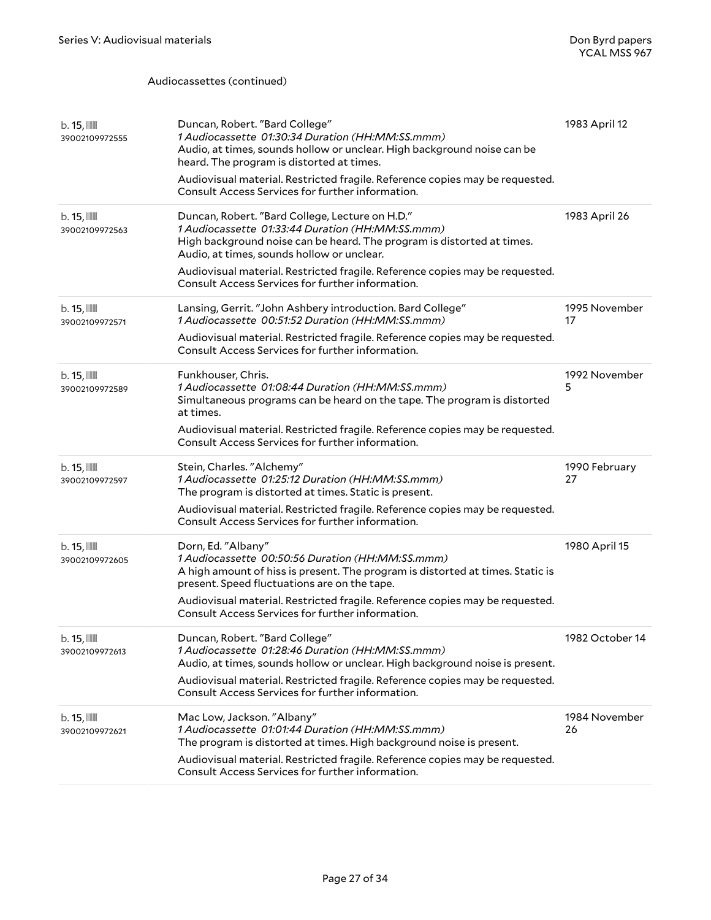Audiocassettes (continued)

| | | |
|---|---|---|
| b. 15, 39002109972555 | Duncan, Robert. "Bard College"<br>*1 Audiocassette 01:30:34 Duration (HH:MM:SS.mmm)*<br>Audio, at times, sounds hollow or unclear. High background noise can be heard. The program is distorted at times.<br>Audiovisual material. Restricted fragile. Reference copies may be requested. Consult Access Services for further information. | 1983 April 12 |
| b. 15, 39002109972563 | Duncan, Robert. "Bard College, Lecture on H.D."<br>*1 Audiocassette 01:33:44 Duration (HH:MM:SS.mmm)*<br>High background noise can be heard. The program is distorted at times. Audio, at times, sounds hollow or unclear.<br>Audiovisual material. Restricted fragile. Reference copies may be requested. Consult Access Services for further information. | 1983 April 26 |
| b. 15, 39002109972571 | Lansing, Gerrit. "John Ashbery introduction. Bard College"<br>*1 Audiocassette 00:51:52 Duration (HH:MM:SS.mmm)*<br>Audiovisual material. Restricted fragile. Reference copies may be requested. Consult Access Services for further information. | 1995 November 17 |
| b. 15, 39002109972589 | Funkhouser, Chris.<br>*1 Audiocassette 01:08:44 Duration (HH:MM:SS.mmm)*<br>Simultaneous programs can be heard on the tape. The program is distorted at times.<br>Audiovisual material. Restricted fragile. Reference copies may be requested. Consult Access Services for further information. | 1992 November 5 |
| b. 15, 39002109972597 | Stein, Charles. "Alchemy"<br>*1 Audiocassette 01:25:12 Duration (HH:MM:SS.mmm)*<br>The program is distorted at times. Static is present.<br>Audiovisual material. Restricted fragile. Reference copies may be requested. Consult Access Services for further information. | 1990 February 27 |
| b. 15, 39002109972605 | Dorn, Ed. "Albany"<br>*1 Audiocassette 00:50:56 Duration (HH:MM:SS.mmm)*<br>A high amount of hiss is present. The program is distorted at times. Static is present. Speed fluctuations are on the tape.<br>Audiovisual material. Restricted fragile. Reference copies may be requested. Consult Access Services for further information. | 1980 April 15 |
| b. 15, 39002109972613 | Duncan, Robert. "Bard College"<br>*1 Audiocassette 01:28:46 Duration (HH:MM:SS.mmm)*<br>Audio, at times, sounds hollow or unclear. High background noise is present.<br>Audiovisual material. Restricted fragile. Reference copies may be requested. Consult Access Services for further information. | 1982 October 14 |
| b. 15, 39002109972621 | Mac Low, Jackson. "Albany"<br>*1 Audiocassette 01:01:44 Duration (HH:MM:SS.mmm)*<br>The program is distorted at times. High background noise is present.<br>Audiovisual material. Restricted fragile. Reference copies may be requested. Consult Access Services for further information. | 1984 November 26 |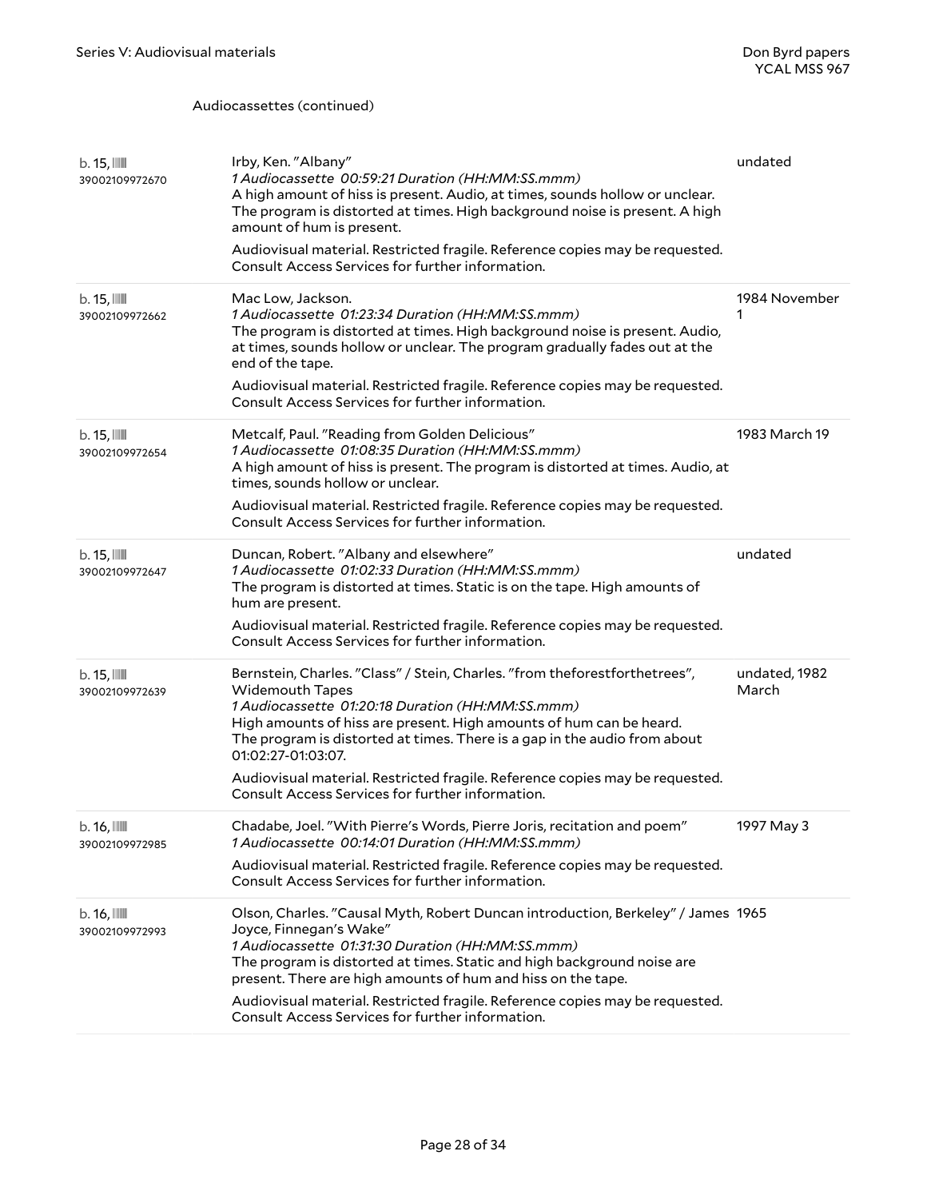Audiocassettes (continued)

| | | |
|---|---|---|
| b. 15, 39002109972670 | Irby, Ken. "Albany"<br>*1 Audiocassette 00:59:21 Duration (HH:MM:SS.mmm)*<br>A high amount of hiss is present. Audio, at times, sounds hollow or unclear. The program is distorted at times. High background noise is present. A high amount of hum is present.<br>Audiovisual material. Restricted fragile. Reference copies may be requested. Consult Access Services for further information. | undated |
| b. 15, 39002109972662 | Mac Low, Jackson.<br>*1 Audiocassette 01:23:34 Duration (HH:MM:SS.mmm)*<br>The program is distorted at times. High background noise is present. Audio, at times, sounds hollow or unclear. The program gradually fades out at the end of the tape.<br>Audiovisual material. Restricted fragile. Reference copies may be requested. Consult Access Services for further information. | 1984 November 1 |
| b. 15, 39002109972654 | Metcalf, Paul. "Reading from Golden Delicious"<br>*1 Audiocassette 01:08:35 Duration (HH:MM:SS.mmm)*<br>A high amount of hiss is present. The program is distorted at times. Audio, at times, sounds hollow or unclear.<br>Audiovisual material. Restricted fragile. Reference copies may be requested. Consult Access Services for further information. | 1983 March 19 |
| b. 15, 39002109972647 | Duncan, Robert. "Albany and elsewhere"<br>*1 Audiocassette 01:02:33 Duration (HH:MM:SS.mmm)*<br>The program is distorted at times. Static is on the tape. High amounts of hum are present.<br>Audiovisual material. Restricted fragile. Reference copies may be requested. Consult Access Services for further information. | undated |
| b. 15, 39002109972639 | Bernstein, Charles. "Class" / Stein, Charles. "from theforestforthetrees", Widemouth Tapes<br>*1 Audiocassette 01:20:18 Duration (HH:MM:SS.mmm)*<br>High amounts of hiss are present. High amounts of hum can be heard. The program is distorted at times. There is a gap in the audio from about 01:02:27-01:03:07.<br>Audiovisual material. Restricted fragile. Reference copies may be requested. Consult Access Services for further information. | undated, 1982 March |
| b. 16, 39002109972985 | Chadabe, Joel. "With Pierre's Words, Pierre Joris, recitation and poem"<br>*1 Audiocassette 00:14:01 Duration (HH:MM:SS.mmm)*<br>Audiovisual material. Restricted fragile. Reference copies may be requested. Consult Access Services for further information. | 1997 May 3 |
| b. 16, 39002109972993 | Olson, Charles. "Causal Myth, Robert Duncan introduction, Berkeley" / James Joyce, Finnegan's Wake"<br>*1 Audiocassette 01:31:30 Duration (HH:MM:SS.mmm)*<br>The program is distorted at times. Static and high background noise are present. There are high amounts of hum and hiss on the tape.<br>Audiovisual material. Restricted fragile. Reference copies may be requested. Consult Access Services for further information. | 1965 |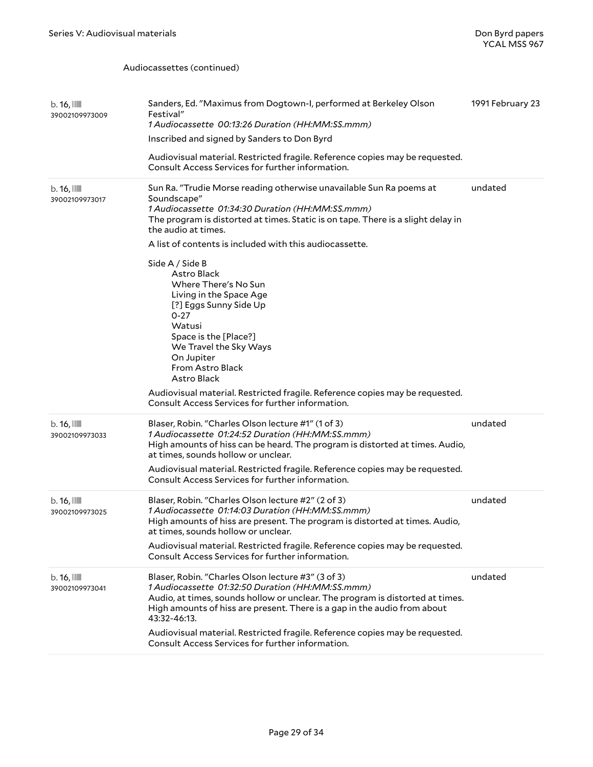Audiocassettes (continued)

| | | |
|---|---|---|
| b. 16, 39002109973009 | Sanders, Ed. "Maximus from Dogtown-I, performed at Berkeley Olson Festival"<br>*1 Audiocassette 00:13:26 Duration (HH:MM:SS.mmm)*<br>Inscribed and signed by Sanders to Don Byrd<br><br>Audiovisual material. Restricted fragile. Reference copies may be requested. Consult Access Services for further information. | 1991 February 23 |
| b. 16, 39002109973017 | Sun Ra. "Trudie Morse reading otherwise unavailable Sun Ra poems at Soundscape"<br>*1 Audiocassette 01:34:30 Duration (HH:MM:SS.mmm)*<br>The program is distorted at times. Static is on tape. There is a slight delay in the audio at times.<br>A list of contents is included with this audiocassette.<br><br>Side A / Side B<br>Astro Black<br>Where There's No Sun<br>Living in the Space Age<br>[?] Eggs Sunny Side Up<br>0-27<br>Watusi<br>Space is the [Place?]<br>We Travel the Sky Ways<br>On Jupiter<br>From Astro Black<br>Astro Black<br><br>Audiovisual material. Restricted fragile. Reference copies may be requested. Consult Access Services for further information. | undated |
| b. 16, 39002109973033 | Blaser, Robin. "Charles Olson lecture #1" (1 of 3)<br>*1 Audiocassette 01:24:52 Duration (HH:MM:SS.mmm)*<br>High amounts of hiss can be heard. The program is distorted at times. Audio, at times, sounds hollow or unclear.<br><br>Audiovisual material. Restricted fragile. Reference copies may be requested. Consult Access Services for further information. | undated |
| b. 16, 39002109973025 | Blaser, Robin. "Charles Olson lecture #2" (2 of 3)<br>*1 Audiocassette 01:14:03 Duration (HH:MM:SS.mmm)*<br>High amounts of hiss are present. The program is distorted at times. Audio, at times, sounds hollow or unclear.<br><br>Audiovisual material. Restricted fragile. Reference copies may be requested. Consult Access Services for further information. | undated |
| b. 16, 39002109973041 | Blaser, Robin. "Charles Olson lecture #3" (3 of 3)<br>*1 Audiocassette 01:32:50 Duration (HH:MM:SS.mmm)*<br>Audio, at times, sounds hollow or unclear. The program is distorted at times. High amounts of hiss are present. There is a gap in the audio from about 43:32-46:13.<br><br>Audiovisual material. Restricted fragile. Reference copies may be requested. Consult Access Services for further information. | undated |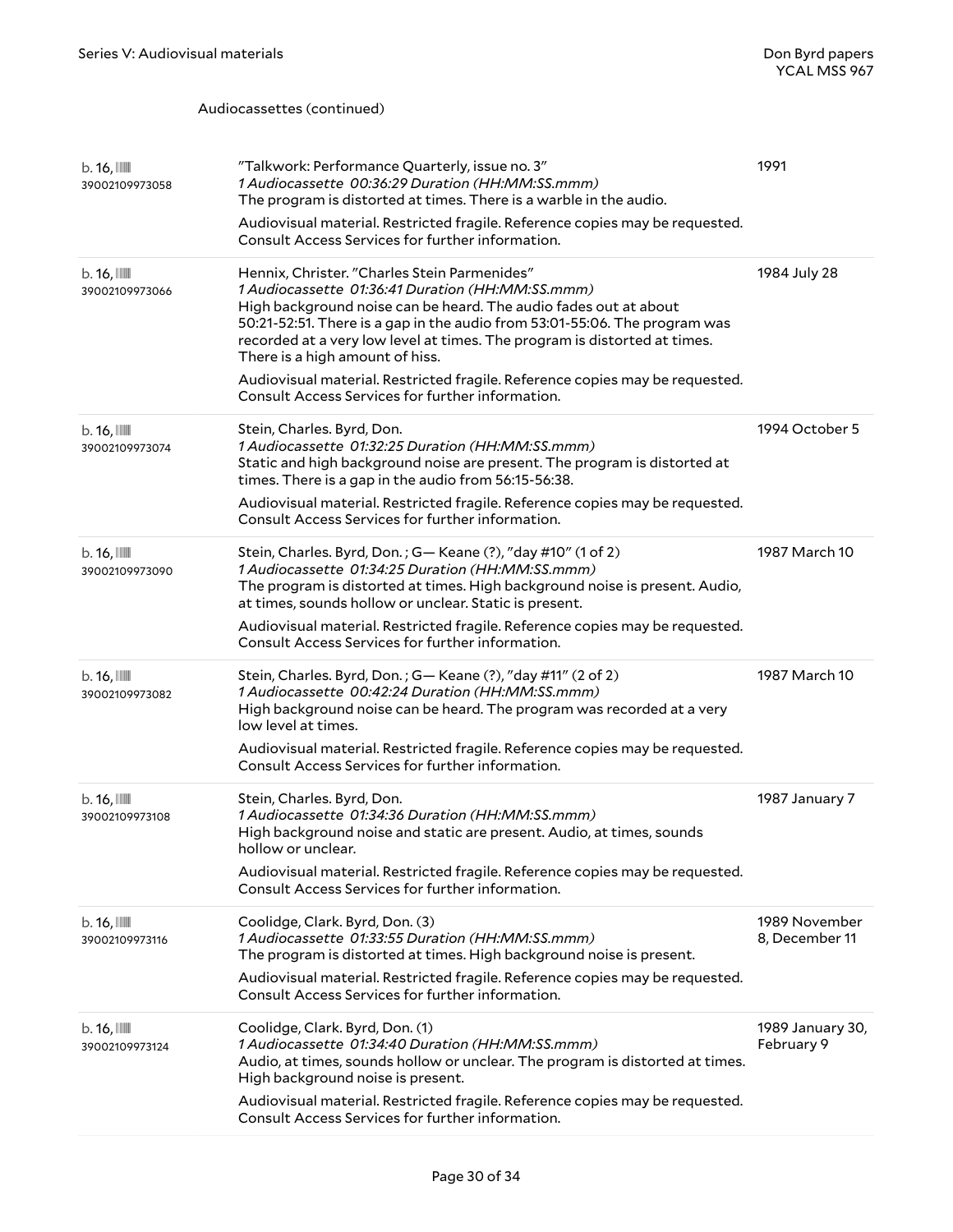Audiocassettes (continued)

| | | |
|---|---|---|
| b. 16, 39002109973058 | "Talkwork: Performance Quarterly, issue no. 3"<br>*1 Audiocassette 00:36:29 Duration (HH:MM:SS.mmm)*<br>The program is distorted at times. There is a warble in the audio.<br>Audiovisual material. Restricted fragile. Reference copies may be requested. Consult Access Services for further information. | 1991 |
| b. 16, 39002109973066 | Hennix, Christer. "Charles Stein Parmenides"<br>*1 Audiocassette 01:36:41 Duration (HH:MM:SS.mmm)*<br>High background noise can be heard. The audio fades out at about 50:21-52:51. There is a gap in the audio from 53:01-55:06. The program was recorded at a very low level at times. The program is distorted at times. There is a high amount of hiss.<br>Audiovisual material. Restricted fragile. Reference copies may be requested. Consult Access Services for further information. | 1984 July 28 |
| b. 16, 39002109973074 | Stein, Charles. Byrd, Don.<br>*1 Audiocassette 01:32:25 Duration (HH:MM:SS.mmm)*<br>Static and high background noise are present. The program is distorted at times. There is a gap in the audio from 56:15-56:38.<br>Audiovisual material. Restricted fragile. Reference copies may be requested. Consult Access Services for further information. | 1994 October 5 |
| b. 16, 39002109973090 | Stein, Charles. Byrd, Don. ; G— Keane (?), "day #10" (1 of 2)<br>*1 Audiocassette 01:34:25 Duration (HH:MM:SS.mmm)*<br>The program is distorted at times. High background noise is present. Audio, at times, sounds hollow or unclear. Static is present.<br>Audiovisual material. Restricted fragile. Reference copies may be requested. Consult Access Services for further information. | 1987 March 10 |
| b. 16, 39002109973082 | Stein, Charles. Byrd, Don. ; G— Keane (?), "day #11" (2 of 2)<br>*1 Audiocassette 00:42:24 Duration (HH:MM:SS.mmm)*<br>High background noise can be heard. The program was recorded at a very low level at times.<br>Audiovisual material. Restricted fragile. Reference copies may be requested. Consult Access Services for further information. | 1987 March 10 |
| b. 16, 39002109973108 | Stein, Charles. Byrd, Don.<br>*1 Audiocassette 01:34:36 Duration (HH:MM:SS.mmm)*<br>High background noise and static are present. Audio, at times, sounds hollow or unclear.<br>Audiovisual material. Restricted fragile. Reference copies may be requested. Consult Access Services for further information. | 1987 January 7 |
| b. 16, 39002109973116 | Coolidge, Clark. Byrd, Don. (3)<br>*1 Audiocassette 01:33:55 Duration (HH:MM:SS.mmm)*<br>The program is distorted at times. High background noise is present.<br>Audiovisual material. Restricted fragile. Reference copies may be requested. Consult Access Services for further information. | 1989 November 8, December 11 |
| b. 16, 39002109973124 | Coolidge, Clark. Byrd, Don. (1)<br>*1 Audiocassette 01:34:40 Duration (HH:MM:SS.mmm)*<br>Audio, at times, sounds hollow or unclear. The program is distorted at times. High background noise is present.<br>Audiovisual material. Restricted fragile. Reference copies may be requested. Consult Access Services for further information. | 1989 January 30, February 9 |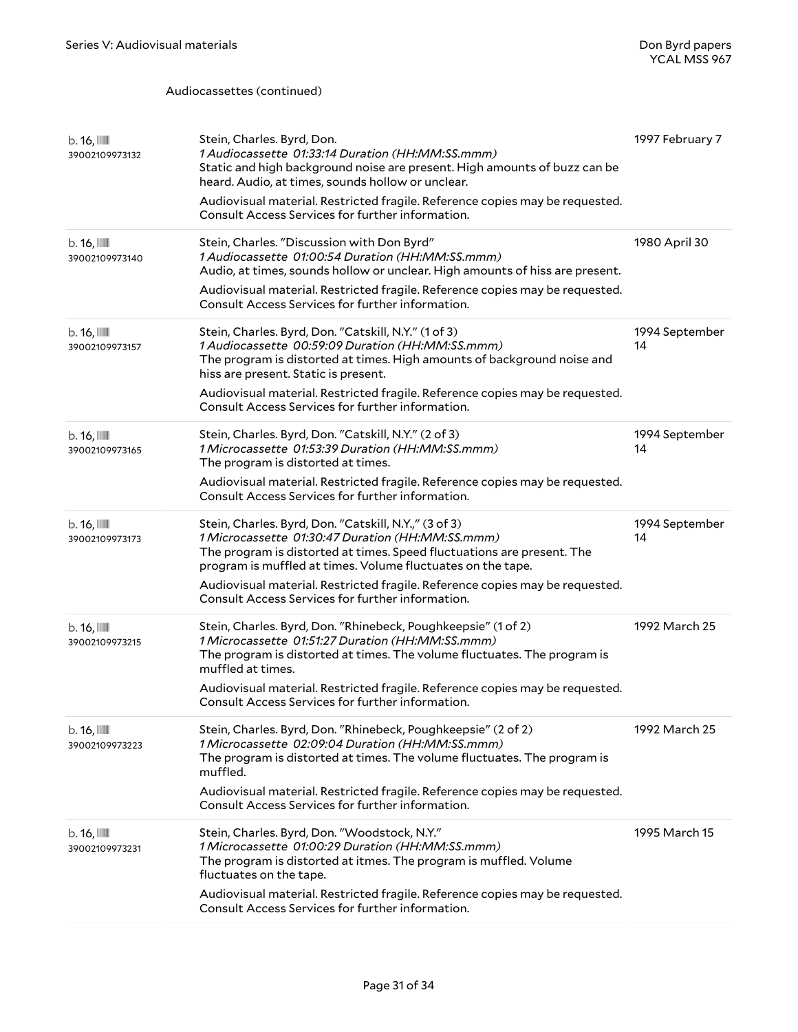Audiocassettes (continued)

| | | |
|---|---|---|
| b. 16, 39002109973132 | Stein, Charles. Byrd, Don.<br>*1 Audiocassette 01:33:14 Duration (HH:MM:SS.mmm)*<br>Static and high background noise are present. High amounts of buzz can be heard. Audio, at times, sounds hollow or unclear.<br>Audiovisual material. Restricted fragile. Reference copies may be requested. Consult Access Services for further information. | 1997 February 7 |
| b. 16, 39002109973140 | Stein, Charles. "Discussion with Don Byrd"<br>*1 Audiocassette 01:00:54 Duration (HH:MM:SS.mmm)*<br>Audio, at times, sounds hollow or unclear. High amounts of hiss are present.<br>Audiovisual material. Restricted fragile. Reference copies may be requested. Consult Access Services for further information. | 1980 April 30 |
| b. 16, 39002109973157 | Stein, Charles. Byrd, Don. "Catskill, N.Y." (1 of 3)<br>*1 Audiocassette 00:59:09 Duration (HH:MM:SS.mmm)*<br>The program is distorted at times. High amounts of background noise and hiss are present. Static is present.<br>Audiovisual material. Restricted fragile. Reference copies may be requested. Consult Access Services for further information. | 1994 September 14 |
| b. 16, 39002109973165 | Stein, Charles. Byrd, Don. "Catskill, N.Y." (2 of 3)<br>*1 Microcassette 01:53:39 Duration (HH:MM:SS.mmm)*<br>The program is distorted at times.<br>Audiovisual material. Restricted fragile. Reference copies may be requested. Consult Access Services for further information. | 1994 September 14 |
| b. 16, 39002109973173 | Stein, Charles. Byrd, Don. "Catskill, N.Y.," (3 of 3)<br>*1 Microcassette 01:30:47 Duration (HH:MM:SS.mmm)*<br>The program is distorted at times. Speed fluctuations are present. The program is muffled at times. Volume fluctuates on the tape.<br>Audiovisual material. Restricted fragile. Reference copies may be requested. Consult Access Services for further information. | 1994 September 14 |
| b. 16, 39002109973215 | Stein, Charles. Byrd, Don. "Rhinebeck, Poughkeepsie" (1 of 2)<br>*1 Microcassette 01:51:27 Duration (HH:MM:SS.mmm)*<br>The program is distorted at times. The volume fluctuates. The program is muffled at times.<br>Audiovisual material. Restricted fragile. Reference copies may be requested. Consult Access Services for further information. | 1992 March 25 |
| b. 16, 39002109973223 | Stein, Charles. Byrd, Don. "Rhinebeck, Poughkeepsie" (2 of 2)<br>*1 Microcassette 02:09:04 Duration (HH:MM:SS.mmm)*<br>The program is distorted at times. The volume fluctuates. The program is muffled.<br>Audiovisual material. Restricted fragile. Reference copies may be requested. Consult Access Services for further information. | 1992 March 25 |
| b. 16, 39002109973231 | Stein, Charles. Byrd, Don. "Woodstock, N.Y."<br>*1 Microcassette 01:00:29 Duration (HH:MM:SS.mmm)*<br>The program is distorted at itmes. The program is muffled. Volume fluctuates on the tape.<br>Audiovisual material. Restricted fragile. Reference copies may be requested. Consult Access Services for further information. | 1995 March 15 |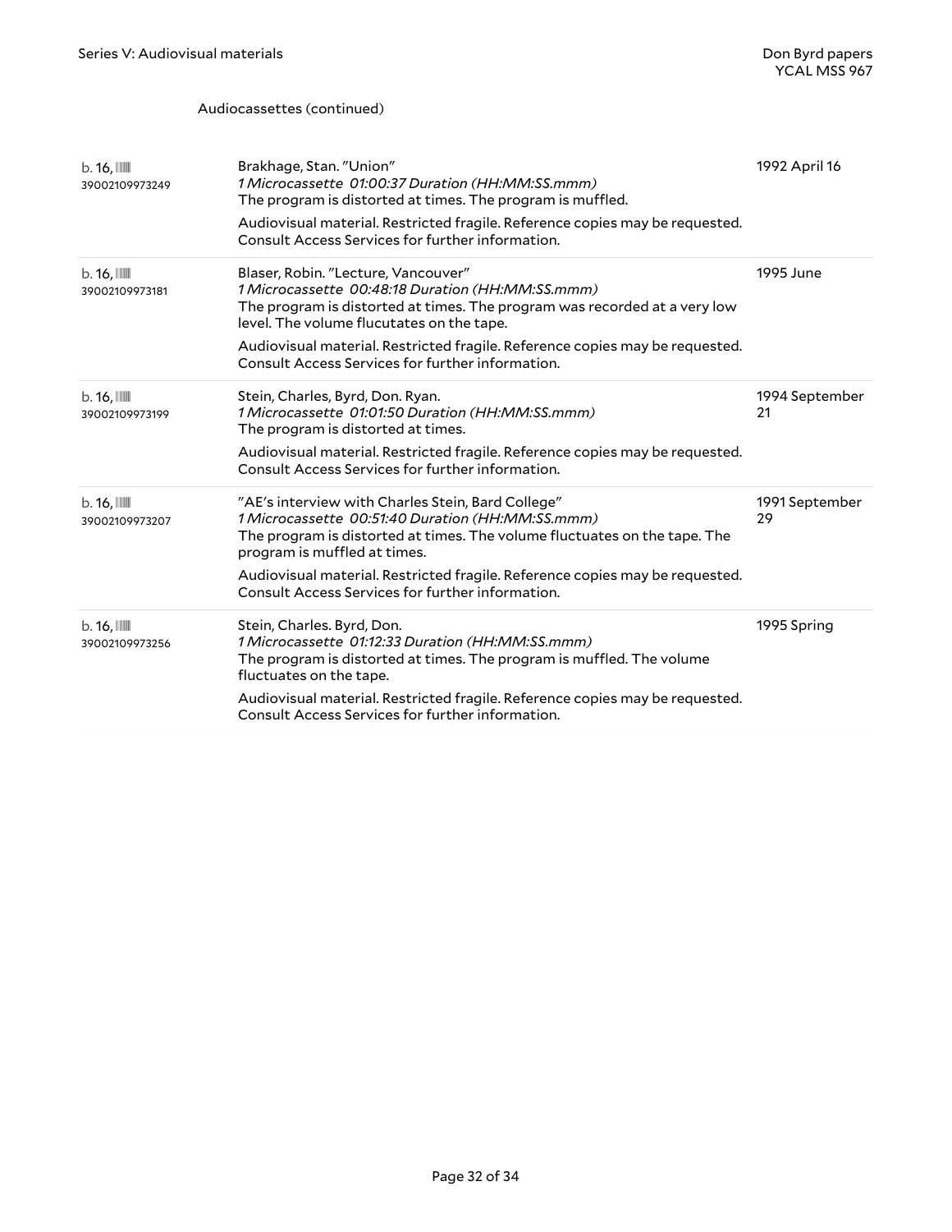Audiocassettes (continued)

| | | |
|---|---|---|
| b. 16, 39002109973249 | Brakhage, Stan. "Union"<br>*1 Microcassette 01:00:37 Duration (HH:MM:SS.mmm)*<br>The program is distorted at times. The program is muffled.<br>Audiovisual material. Restricted fragile. Reference copies may be requested. Consult Access Services for further information. | 1992 April 16 |
| b. 16, 39002109973181 | Blaser, Robin. "Lecture, Vancouver"<br>*1 Microcassette 00:48:18 Duration (HH:MM:SS.mmm)*<br>The program is distorted at times. The program was recorded at a very low level. The volume flucutates on the tape.<br>Audiovisual material. Restricted fragile. Reference copies may be requested. Consult Access Services for further information. | 1995 June |
| b. 16, 39002109973199 | Stein, Charles, Byrd, Don. Ryan.<br>*1 Microcassette 01:01:50 Duration (HH:MM:SS.mmm)*<br>The program is distorted at times.<br>Audiovisual material. Restricted fragile. Reference copies may be requested. Consult Access Services for further information. | 1994 September 21 |
| b. 16, 39002109973207 | "AE's interview with Charles Stein, Bard College"<br>*1 Microcassette 00:51:40 Duration (HH:MM:SS.mmm)*<br>The program is distorted at times. The volume fluctuates on the tape. The program is muffled at times.<br>Audiovisual material. Restricted fragile. Reference copies may be requested. Consult Access Services for further information. | 1991 September 29 |
| b. 16, 39002109973256 | Stein, Charles. Byrd, Don.<br>*1 Microcassette 01:12:33 Duration (HH:MM:SS.mmm)*<br>The program is distorted at times. The program is muffled. The volume fluctuates on the tape.<br>Audiovisual material. Restricted fragile. Reference copies may be requested. Consult Access Services for further information. | 1995 Spring |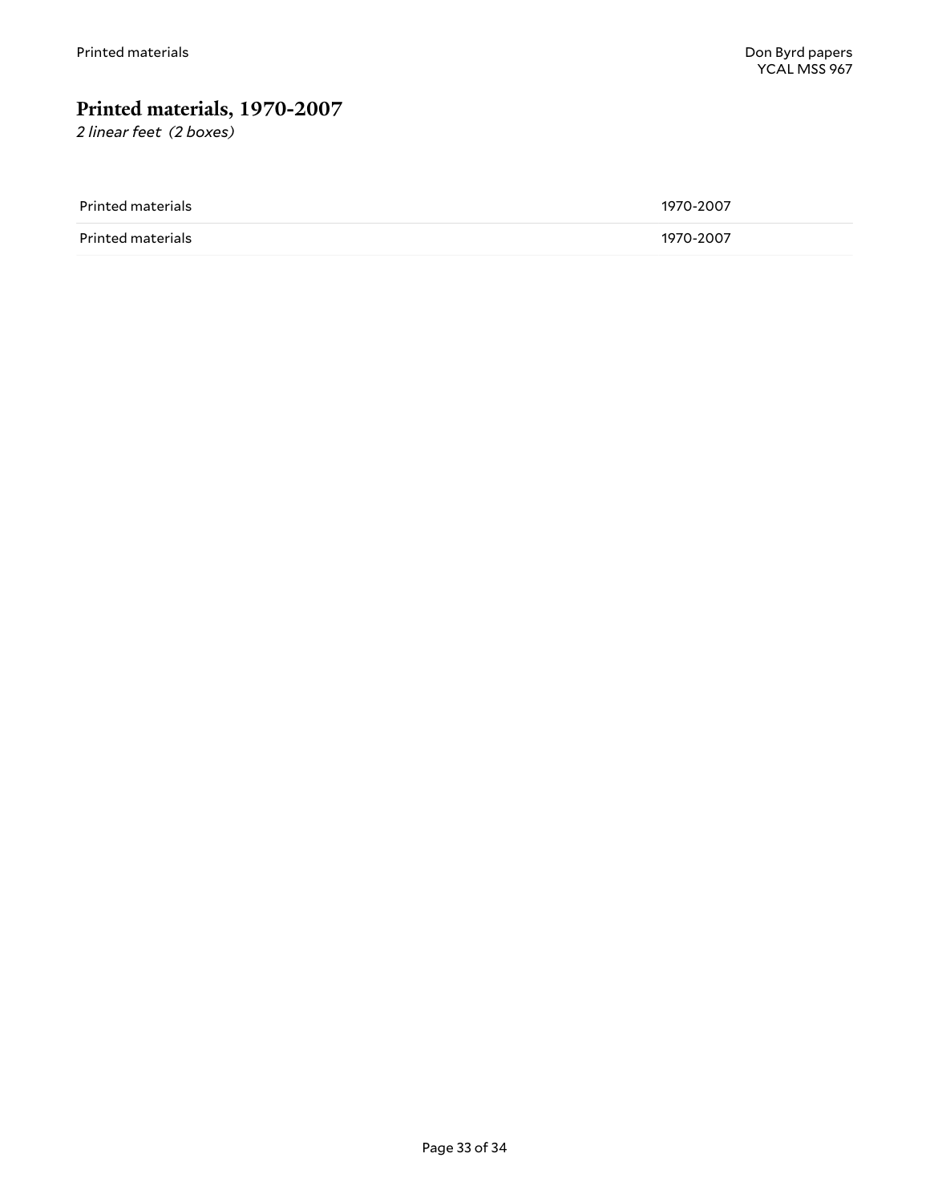# Printed materials, 1970-2007

*2 linear feet (2 boxes)*

| | |
|---|---|
| Printed materials | 1970-2007 |
| Printed materials | 1970-2007 |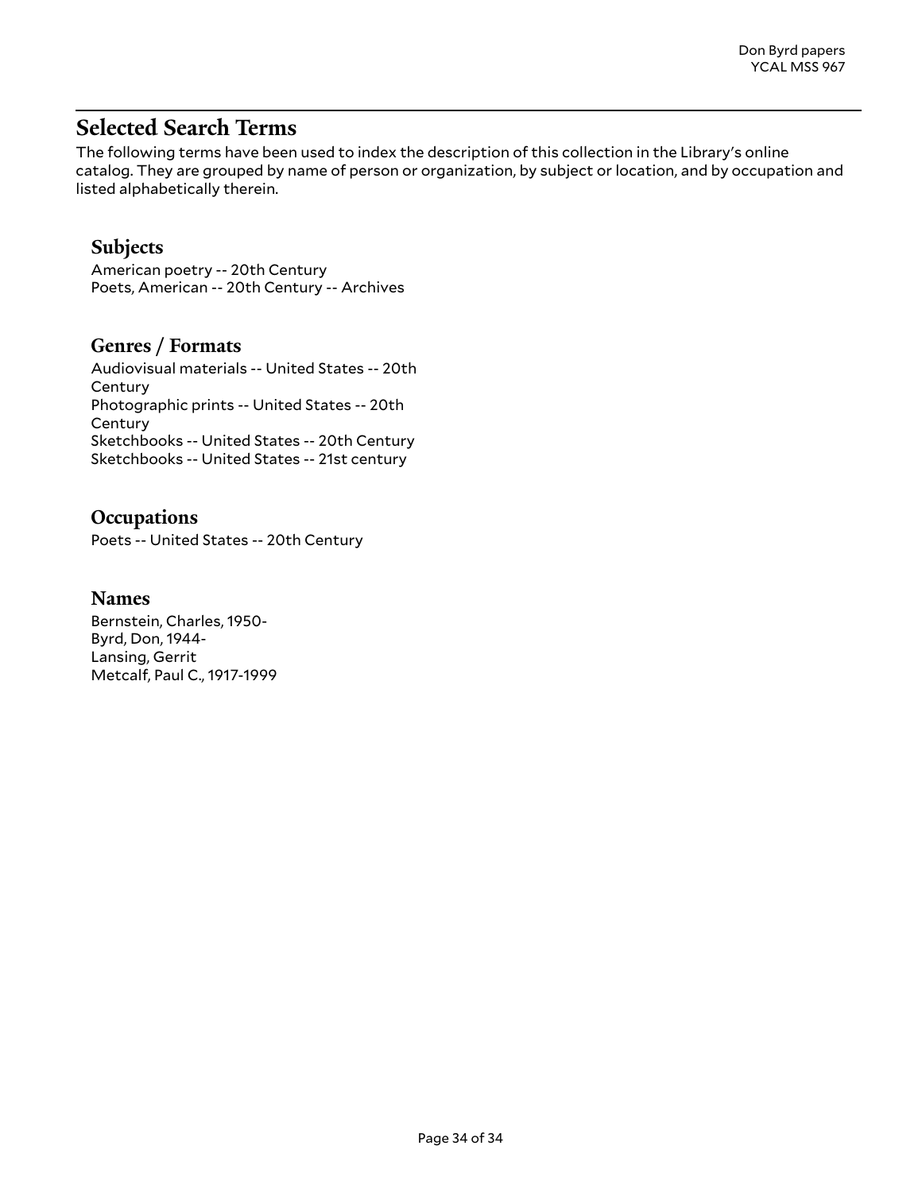## Selected Search Terms

The following terms have been used to index the description of this collection in the Library's online catalog. They are grouped by name of person or organization, by subject or location, and by occupation and listed alphabetically therein.

### Subjects

American poetry -- 20th Century
Poets, American -- 20th Century -- Archives

### Genres / Formats

Audiovisual materials -- United States -- 20th Century
Photographic prints -- United States -- 20th Century
Sketchbooks -- United States -- 20th Century
Sketchbooks -- United States -- 21st century

### Occupations

Poets -- United States -- 20th Century

### Names

Bernstein, Charles, 1950-
Byrd, Don, 1944-
Lansing, Gerrit
Metcalf, Paul C., 1917-1999